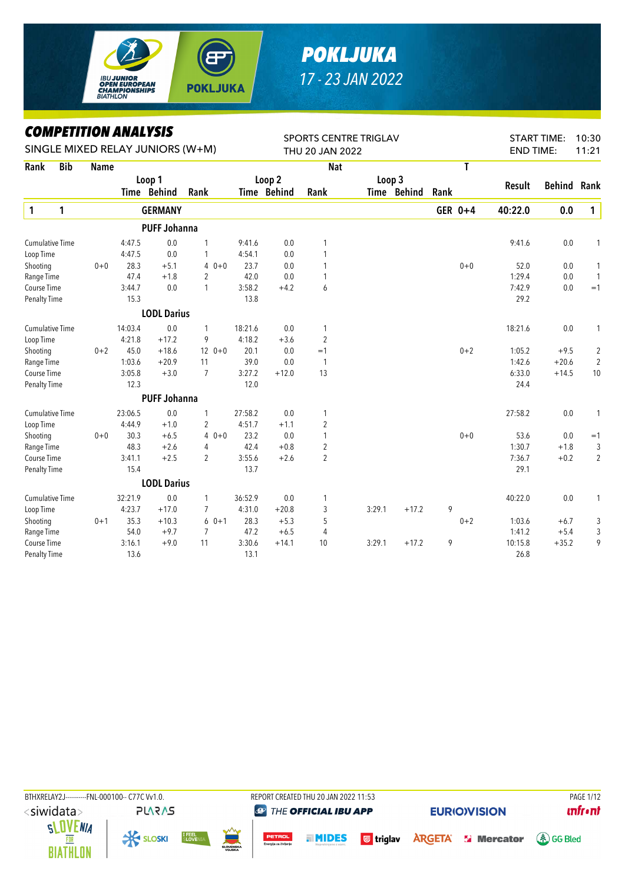# POKLJUKA

17 - 23 JAN 2022

## COMPETITION ANALYSIS

SINGLE MIXED RELAY JUNIORS (W+M)

SPORTS CENTRE TRIGLAV
THU 20 JAN 2022

START TIME: 10:30
END TIME: 11:21

| Rank | Bib | Name | | Loop 1 Time | Behind | Rank | | Loop 2 Time | Behind | Rank | Loop 3 Time | Behind | Rank | Nat | T | Result | Behind | Rank |
|---|---|---|---|---|---|---|---|---|---|---|---|---|---|---|---|---|---|---|
| **1** | **1** | **GERMANY** | | | | | | | | | | | | **GER** | **0+4** | **40:22.0** | **0.0** | **1** |
| | | **PUFF Johanna** | | | | | | | | | | | | | | | | |
| Cumulative Time | | | | 4:47.5 | 0.0 | 1 | | 9:41.6 | 0.0 | 1 | | | | | | 9:41.6 | 0.0 | 1 |
| Loop Time | | | | 4:47.5 | 0.0 | 1 | | 4:54.1 | 0.0 | 1 | | | | | | | | |
| Shooting | | | 0+0 | 28.3 | +5.1 | 4 | 0+0 | 23.7 | 0.0 | 1 | | | | | 0+0 | 52.0 | 0.0 | 1 |
| Range Time | | | | 47.4 | +1.8 | 2 | | 42.0 | 0.0 | 1 | | | | | | 1:29.4 | 0.0 | 1 |
| Course Time | | | | 3:44.7 | 0.0 | 1 | | 3:58.2 | +4.2 | 6 | | | | | | 7:42.9 | 0.0 | =1 |
| Penalty Time | | | | 15.3 | | | | 13.8 | | | | | | | | 29.2 | | |
| | | **LODL Darius** | | | | | | | | | | | | | | | | |
| Cumulative Time | | | | 14:03.4 | 0.0 | 1 | | 18:21.6 | 0.0 | 1 | | | | | | 18:21.6 | 0.0 | 1 |
| Loop Time | | | | 4:21.8 | +17.2 | 9 | | 4:18.2 | +3.6 | 2 | | | | | | | | |
| Shooting | | | 0+2 | 45.0 | +18.6 | 12 | 0+0 | 20.1 | 0.0 | =1 | | | | | 0+2 | 1:05.2 | +9.5 | 2 |
| Range Time | | | | 1:03.6 | +20.9 | 11 | | 39.0 | 0.0 | 1 | | | | | | 1:42.6 | +20.6 | 2 |
| Course Time | | | | 3:05.8 | +3.0 | 7 | | 3:27.2 | +12.0 | 13 | | | | | | 6:33.0 | +14.5 | 10 |
| Penalty Time | | | | 12.3 | | | | 12.0 | | | | | | | | 24.4 | | |
| | | **PUFF Johanna** | | | | | | | | | | | | | | | | |
| Cumulative Time | | | | 23:06.5 | 0.0 | 1 | | 27:58.2 | 0.0 | 1 | | | | | | 27:58.2 | 0.0 | 1 |
| Loop Time | | | | 4:44.9 | +1.0 | 2 | | 4:51.7 | +1.1 | 2 | | | | | | | | |
| Shooting | | | 0+0 | 30.3 | +6.5 | 4 | 0+0 | 23.2 | 0.0 | 1 | | | | | 0+0 | 53.6 | 0.0 | =1 |
| Range Time | | | | 48.3 | +2.6 | 4 | | 42.4 | +0.8 | 2 | | | | | | 1:30.7 | +1.8 | 3 |
| Course Time | | | | 3:41.1 | +2.5 | 2 | | 3:55.6 | +2.6 | 2 | | | | | | 7:36.7 | +0.2 | 2 |
| Penalty Time | | | | 15.4 | | | | 13.7 | | | | | | | | 29.1 | | |
| | | **LODL Darius** | | | | | | | | | | | | | | | | |
| Cumulative Time | | | | 32:21.9 | 0.0 | 1 | | 36:52.9 | 0.0 | 1 | | | | | | 40:22.0 | 0.0 | 1 |
| Loop Time | | | | 4:23.7 | +17.0 | 7 | | 4:31.0 | +20.8 | 3 | 3:29.1 | +17.2 | 9 | | | | | |
| Shooting | | | 0+1 | 35.3 | +10.3 | 6 | 0+1 | 28.3 | +5.3 | 5 | | | | | 0+2 | 1:03.6 | +6.7 | 3 |
| Range Time | | | | 54.0 | +9.7 | 7 | | 47.2 | +6.5 | 4 | | | | | | 1:41.2 | +5.4 | 3 |
| Course Time | | | | 3:16.1 | +9.0 | 11 | | 3:30.6 | +14.1 | 10 | 3:29.1 | +17.2 | 9 | | | 10:15.8 | +35.2 | 9 |
| Penalty Time | | | | 13.6 | | | | 13.1 | | | | | | | | 26.8 | | |

BTHXRELAY2J-----------FNL-000100-- C77C Vv1.0.    REPORT CREATED THU 20 JAN 2022 11:53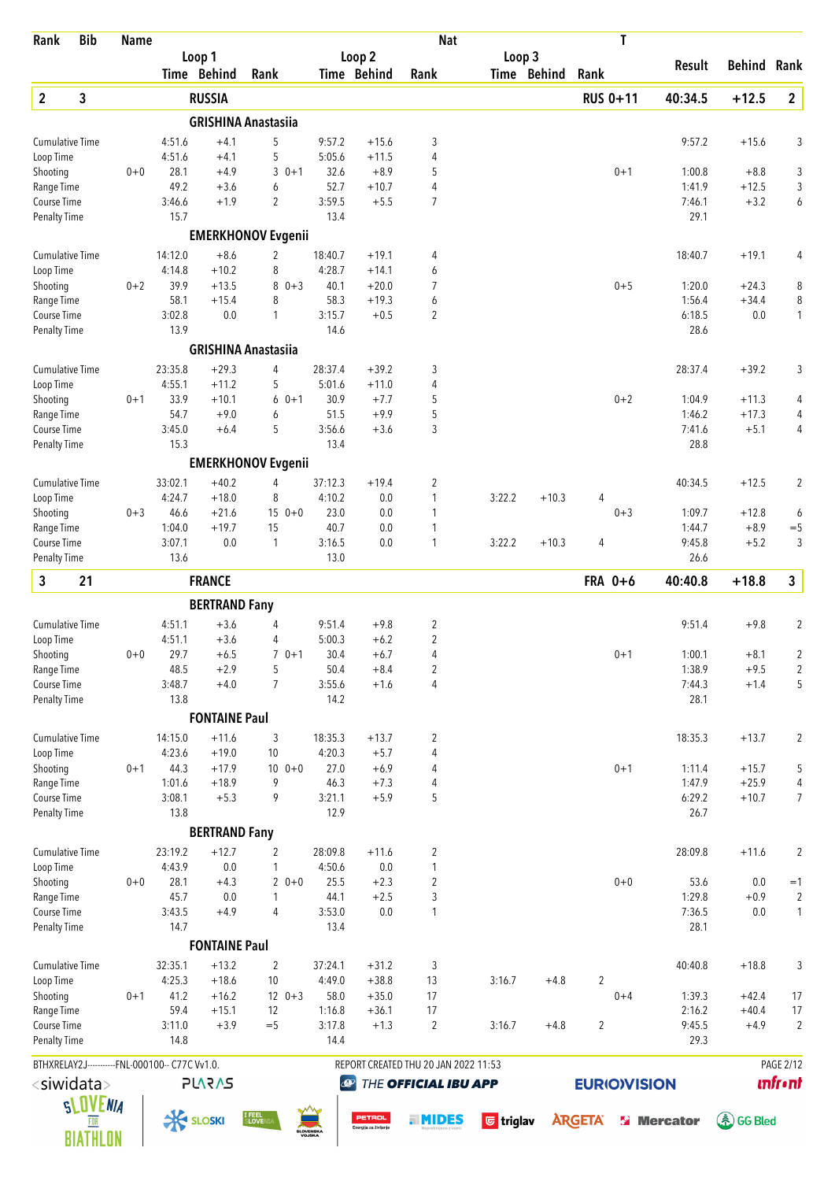| Rank | Bib | Name | | Loop 1 Time | Loop 1 Behind | Loop 1 Rank | | Loop 2 Time | Loop 2 Behind | Loop 2 Rank (Nat) | Loop 3 Time | Loop 3 Behind | Loop 3 Rank | T | Result | Behind | Rank |
|---|---|---|---|---|---|---|---|---|---|---|---|---|---|---|---|---|---|
| **2** | **3** | **RUSSIA** | | | | | | | | | | | | **RUS 0+11** | **40:34.5** | **+12.5** | **2** |
| | | **GRISHINA Anastasiia** | | | | | | | | | | | | | | | |
| Cumulative Time | | | | 4:51.6 | +4.1 | 5 | | 9:57.2 | +15.6 | 3 | | | | | 9:57.2 | +15.6 | 3 |
| Loop Time | | | | 4:51.6 | +4.1 | 5 | | 5:05.6 | +11.5 | 4 | | | | | | | |
| Shooting | | | 0+0 | 28.1 | +4.9 | 3 | 0+1 | 32.6 | +8.9 | 5 | | | | 0+1 | 1:00.8 | +8.8 | 3 |
| Range Time | | | | 49.2 | +3.6 | 6 | | 52.7 | +10.7 | 4 | | | | | 1:41.9 | +12.5 | 3 |
| Course Time | | | | 3:46.6 | +1.9 | 2 | | 3:59.5 | +5.5 | 7 | | | | | 7:46.1 | +3.2 | 6 |
| Penalty Time | | | | 15.7 | | | | 13.4 | | | | | | | 29.1 | | |
| | | **EMERKHONOV Evgenii** | | | | | | | | | | | | | | | |
| Cumulative Time | | | | 14:12.0 | +8.6 | 2 | | 18:40.7 | +19.1 | 4 | | | | | 18:40.7 | +19.1 | 4 |
| Loop Time | | | | 4:14.8 | +10.2 | 8 | | 4:28.7 | +14.1 | 6 | | | | | | | |
| Shooting | | | 0+2 | 39.9 | +13.5 | 8 | 0+3 | 40.1 | +20.0 | 7 | | | | 0+5 | 1:20.0 | +24.3 | 8 |
| Range Time | | | | 58.1 | +15.4 | 8 | | 58.3 | +19.3 | 6 | | | | | 1:56.4 | +34.4 | 8 |
| Course Time | | | | 3:02.8 | 0.0 | 1 | | 3:15.7 | +0.5 | 2 | | | | | 6:18.5 | 0.0 | 1 |
| Penalty Time | | | | 13.9 | | | | 14.6 | | | | | | | 28.6 | | |
| | | **GRISHINA Anastasiia** | | | | | | | | | | | | | | | |
| Cumulative Time | | | | 23:35.8 | +29.3 | 4 | | 28:37.4 | +39.2 | 3 | | | | | 28:37.4 | +39.2 | 3 |
| Loop Time | | | | 4:55.1 | +11.2 | 5 | | 5:01.6 | +11.0 | 4 | | | | | | | |
| Shooting | | | 0+1 | 33.9 | +10.1 | 6 | 0+1 | 30.9 | +7.7 | 5 | | | | 0+2 | 1:04.9 | +11.3 | 4 |
| Range Time | | | | 54.7 | +9.0 | 6 | | 51.5 | +9.9 | 5 | | | | | 1:46.2 | +17.3 | 4 |
| Course Time | | | | 3:45.0 | +6.4 | 5 | | 3:56.6 | +3.6 | 3 | | | | | 7:41.6 | +5.1 | 4 |
| Penalty Time | | | | 15.3 | | | | 13.4 | | | | | | | 28.8 | | |
| | | **EMERKHONOV Evgenii** | | | | | | | | | | | | | | | |
| Cumulative Time | | | | 33:02.1 | +40.2 | 4 | | 37:12.3 | +19.4 | 2 | | | | | 40:34.5 | +12.5 | 2 |
| Loop Time | | | | 4:24.7 | +18.0 | 8 | | 4:10.2 | 0.0 | 1 | 3:22.2 | +10.3 | 4 | | | | |
| Shooting | | | 0+3 | 46.6 | +21.6 | 15 | 0+0 | 23.0 | 0.0 | 1 | | | | 0+3 | 1:09.7 | +12.8 | 6 |
| Range Time | | | | 1:04.0 | +19.7 | 15 | | 40.7 | 0.0 | 1 | | | | | 1:44.7 | +8.9 | =5 |
| Course Time | | | | 3:07.1 | 0.0 | 1 | | 3:16.5 | 0.0 | 1 | 3:22.2 | +10.3 | 4 | | 9:45.8 | +5.2 | 3 |
| Penalty Time | | | | 13.6 | | | | 13.0 | | | | | | | 26.6 | | |
| **3** | **21** | **FRANCE** | | | | | | | | | | | | **FRA 0+6** | **40:40.8** | **+18.8** | **3** |
| | | **BERTRAND Fany** | | | | | | | | | | | | | | | |
| Cumulative Time | | | | 4:51.1 | +3.6 | 4 | | 9:51.4 | +9.8 | 2 | | | | | 9:51.4 | +9.8 | 2 |
| Loop Time | | | | 4:51.1 | +3.6 | 4 | | 5:00.3 | +6.2 | 2 | | | | | | | |
| Shooting | | | 0+0 | 29.7 | +6.5 | 7 | 0+1 | 30.4 | +6.7 | 4 | | | | 0+1 | 1:00.1 | +8.1 | 2 |
| Range Time | | | | 48.5 | +2.9 | 5 | | 50.4 | +8.4 | 2 | | | | | 1:38.9 | +9.5 | 2 |
| Course Time | | | | 3:48.7 | +4.0 | 7 | | 3:55.6 | +1.6 | 4 | | | | | 7:44.3 | +1.4 | 5 |
| Penalty Time | | | | 13.8 | | | | 14.2 | | | | | | | 28.1 | | |
| | | **FONTAINE Paul** | | | | | | | | | | | | | | | |
| Cumulative Time | | | | 14:15.0 | +11.6 | 3 | | 18:35.3 | +13.7 | 2 | | | | | 18:35.3 | +13.7 | 2 |
| Loop Time | | | | 4:23.6 | +19.0 | 10 | | 4:20.3 | +5.7 | 4 | | | | | | | |
| Shooting | | | 0+1 | 44.3 | +17.9 | 10 | 0+0 | 27.0 | +6.9 | 4 | | | | 0+1 | 1:11.4 | +15.7 | 5 |
| Range Time | | | | 1:01.6 | +18.9 | 9 | | 46.3 | +7.3 | 4 | | | | | 1:47.9 | +25.9 | 4 |
| Course Time | | | | 3:08.1 | +5.3 | 9 | | 3:21.1 | +5.9 | 5 | | | | | 6:29.2 | +10.7 | 7 |
| Penalty Time | | | | 13.8 | | | | 12.9 | | | | | | | 26.7 | | |
| | | **BERTRAND Fany** | | | | | | | | | | | | | | | |
| Cumulative Time | | | | 23:19.2 | +12.7 | 2 | | 28:09.8 | +11.6 | 2 | | | | | 28:09.8 | +11.6 | 2 |
| Loop Time | | | | 4:43.9 | 0.0 | 1 | | 4:50.6 | 0.0 | 1 | | | | | | | |
| Shooting | | | 0+0 | 28.1 | +4.3 | 2 | 0+0 | 25.5 | +2.3 | 2 | | | | 0+0 | 53.6 | 0.0 | =1 |
| Range Time | | | | 45.7 | 0.0 | 1 | | 44.1 | +2.5 | 3 | | | | | 1:29.8 | +0.9 | 2 |
| Course Time | | | | 3:43.5 | +4.9 | 4 | | 3:53.0 | 0.0 | 1 | | | | | 7:36.5 | 0.0 | 1 |
| Penalty Time | | | | 14.7 | | | | 13.4 | | | | | | | 28.1 | | |
| | | **FONTAINE Paul** | | | | | | | | | | | | | | | |
| Cumulative Time | | | | 32:35.1 | +13.2 | 2 | | 37:24.1 | +31.2 | 3 | | | | | 40:40.8 | +18.8 | 3 |
| Loop Time | | | | 4:25.3 | +18.6 | 10 | | 4:49.0 | +38.8 | 13 | 3:16.7 | +4.8 | 2 | | | | |
| Shooting | | | 0+1 | 41.2 | +16.2 | 12 | 0+3 | 58.0 | +35.0 | 17 | | | | 0+4 | 1:39.3 | +42.4 | 17 |
| Range Time | | | | 59.4 | +15.1 | 12 | | 1:16.8 | +36.1 | 17 | | | | | 2:16.2 | +40.4 | 17 |
| Course Time | | | | 3:11.0 | +3.9 | =5 | | 3:17.8 | +1.3 | 2 | 3:16.7 | +4.8 | 2 | | 9:45.5 | +4.9 | 2 |
| Penalty Time | | | | 14.8 | | | | 14.4 | | | | | | | 29.3 | | |

BTHXRELAY2J-----------FNL-000100-- C77C Vv1.0. REPORT CREATED THU 20 JAN 2022 11:53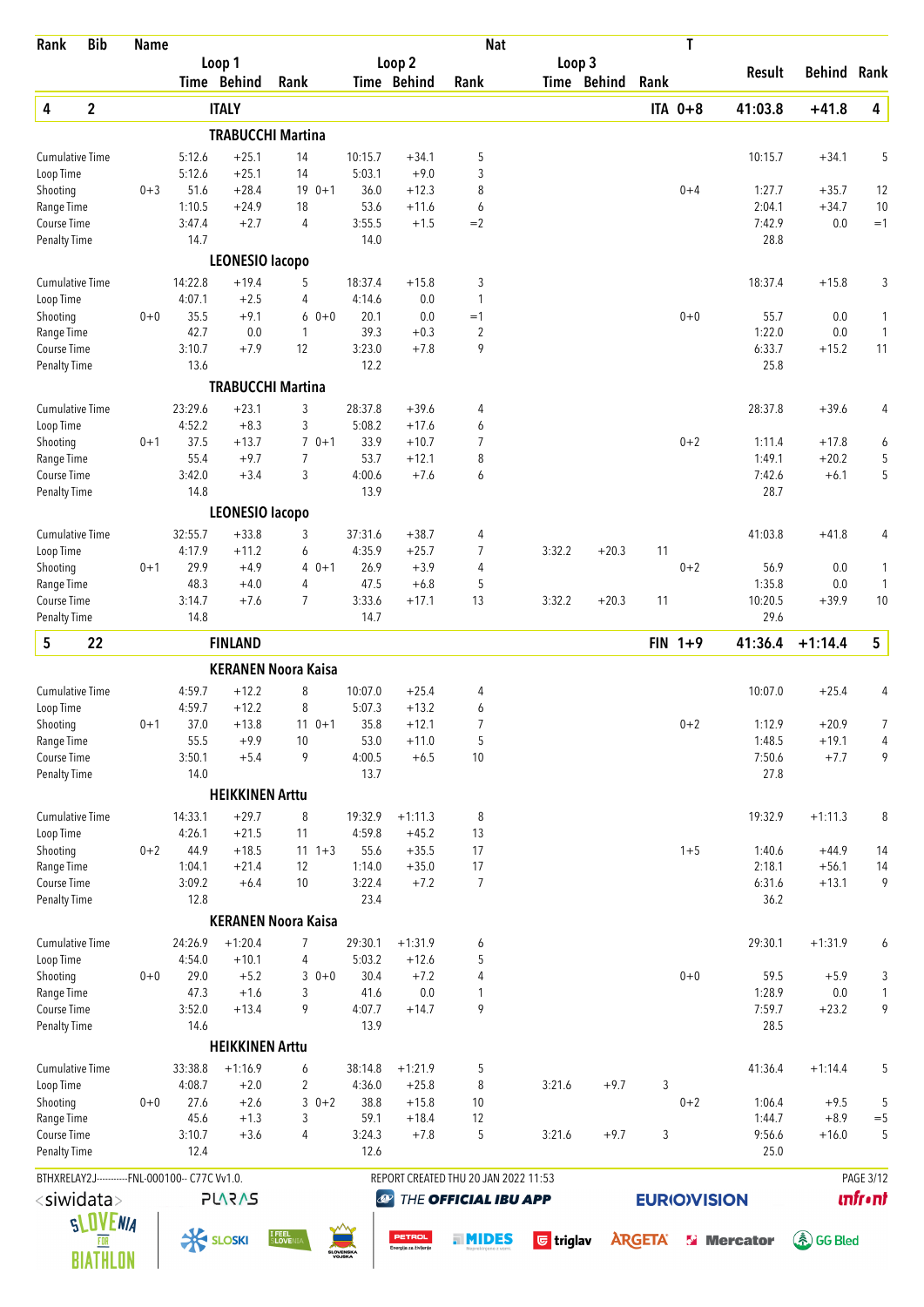| Rank | Bib | Name | | | | | | | Nat | | | | T | | | |
|---|---|---|---|---|---|---|---|---|---|---|---|---|---|---|---|---|
| | | | Loop 1 | | | Loop 2 | | | Loop 3 | | | | | Result | Behind | Rank |
| | | | Time | Behind | Rank | Time | Behind | Rank | Time | Behind | Rank | | | | | |
| **4** | **2** | **ITALY** | | | | | | | | | | **ITA** | **0+8** | **41:03.8** | **+41.8** | **4** |
| | | **TRABUCCHI Martina** | | | | | | | | | | | | | | |
| Cumulative Time | | | 5:12.6 | +25.1 | 14 | 10:15.7 | +34.1 | 5 | | | | | | 10:15.7 | +34.1 | 5 |
| Loop Time | | | 5:12.6 | +25.1 | 14 | 5:03.1 | +9.0 | 3 | | | | | | | | |
| Shooting | | 0+3 | 51.6 | +28.4 | 19 0+1 | 36.0 | +12.3 | 8 | | | | | 0+4 | 1:27.7 | +35.7 | 12 |
| Range Time | | | 1:10.5 | +24.9 | 18 | 53.6 | +11.6 | 6 | | | | | | 2:04.1 | +34.7 | 10 |
| Course Time | | | 3:47.4 | +2.7 | 4 | 3:55.5 | +1.5 | =2 | | | | | | 7:42.9 | 0.0 | =1 |
| Penalty Time | | | 14.7 | | | 14.0 | | | | | | | | 28.8 | | |
| | | **LEONESIO Iacopo** | | | | | | | | | | | | | | |
| Cumulative Time | | | 14:22.8 | +19.4 | 5 | 18:37.4 | +15.8 | 3 | | | | | | 18:37.4 | +15.8 | 3 |
| Loop Time | | | 4:07.1 | +2.5 | 4 | 4:14.6 | 0.0 | 1 | | | | | | | | |
| Shooting | | 0+0 | 35.5 | +9.1 | 6 0+0 | 20.1 | 0.0 | =1 | | | | | 0+0 | 55.7 | 0.0 | 1 |
| Range Time | | | 42.7 | 0.0 | 1 | 39.3 | +0.3 | 2 | | | | | | 1:22.0 | 0.0 | 1 |
| Course Time | | | 3:10.7 | +7.9 | 12 | 3:23.0 | +7.8 | 9 | | | | | | 6:33.7 | +15.2 | 11 |
| Penalty Time | | | 13.6 | | | 12.2 | | | | | | | | 25.8 | | |
| | | **TRABUCCHI Martina** | | | | | | | | | | | | | | |
| Cumulative Time | | | 23:29.6 | +23.1 | 3 | 28:37.8 | +39.6 | 4 | | | | | | 28:37.8 | +39.6 | 4 |
| Loop Time | | | 4:52.2 | +8.3 | 3 | 5:08.2 | +17.6 | 6 | | | | | | | | |
| Shooting | | 0+1 | 37.5 | +13.7 | 7 0+1 | 33.9 | +10.7 | 7 | | | | | 0+2 | 1:11.4 | +17.8 | 6 |
| Range Time | | | 55.4 | +9.7 | 7 | 53.7 | +12.1 | 8 | | | | | | 1:49.1 | +20.2 | 5 |
| Course Time | | | 3:42.0 | +3.4 | 3 | 4:00.6 | +7.6 | 6 | | | | | | 7:42.6 | +6.1 | 5 |
| Penalty Time | | | 14.8 | | | 13.9 | | | | | | | | 28.7 | | |
| | | **LEONESIO Iacopo** | | | | | | | | | | | | | | |
| Cumulative Time | | | 32:55.7 | +33.8 | 3 | 37:31.6 | +38.7 | 4 | | | | | | 41:03.8 | +41.8 | 4 |
| Loop Time | | | 4:17.9 | +11.2 | 6 | 4:35.9 | +25.7 | 7 | 3:32.2 | +20.3 | 11 | | | | | |
| Shooting | | 0+1 | 29.9 | +4.9 | 4 0+1 | 26.9 | +3.9 | 4 | | | | | 0+2 | 56.9 | 0.0 | 1 |
| Range Time | | | 48.3 | +4.0 | 4 | 47.5 | +6.8 | 5 | | | | | | 1:35.8 | 0.0 | 1 |
| Course Time | | | 3:14.7 | +7.6 | 7 | 3:33.6 | +17.1 | 13 | 3:32.2 | +20.3 | 11 | | | 10:20.5 | +39.9 | 10 |
| Penalty Time | | | 14.8 | | | 14.7 | | | | | | | | 29.6 | | |
| **5** | **22** | **FINLAND** | | | | | | | | | | **FIN** | **1+9** | **41:36.4** | **+1:14.4** | **5** |
| | | **KERANEN Noora Kaisa** | | | | | | | | | | | | | | |
| Cumulative Time | | | 4:59.7 | +12.2 | 8 | 10:07.0 | +25.4 | 4 | | | | | | 10:07.0 | +25.4 | 4 |
| Loop Time | | | 4:59.7 | +12.2 | 8 | 5:07.3 | +13.2 | 6 | | | | | | | | |
| Shooting | | 0+1 | 37.0 | +13.8 | 11 0+1 | 35.8 | +12.1 | 7 | | | | | 0+2 | 1:12.9 | +20.9 | 7 |
| Range Time | | | 55.5 | +9.9 | 10 | 53.0 | +11.0 | 5 | | | | | | 1:48.5 | +19.1 | 4 |
| Course Time | | | 3:50.1 | +5.4 | 9 | 4:00.5 | +6.5 | 10 | | | | | | 7:50.6 | +7.7 | 9 |
| Penalty Time | | | 14.0 | | | 13.7 | | | | | | | | 27.8 | | |
| | | **HEIKKINEN Arttu** | | | | | | | | | | | | | | |
| Cumulative Time | | | 14:33.1 | +29.7 | 8 | 19:32.9 | +1:11.3 | 8 | | | | | | 19:32.9 | +1:11.3 | 8 |
| Loop Time | | | 4:26.1 | +21.5 | 11 | 4:59.8 | +45.2 | 13 | | | | | | | | |
| Shooting | | 0+2 | 44.9 | +18.5 | 11 1+3 | 55.6 | +35.5 | 17 | | | | | 1+5 | 1:40.6 | +44.9 | 14 |
| Range Time | | | 1:04.1 | +21.4 | 12 | 1:14.0 | +35.0 | 17 | | | | | | 2:18.1 | +56.1 | 14 |
| Course Time | | | 3:09.2 | +6.4 | 10 | 3:22.4 | +7.2 | 7 | | | | | | 6:31.6 | +13.1 | 9 |
| Penalty Time | | | 12.8 | | | 23.4 | | | | | | | | 36.2 | | |
| | | **KERANEN Noora Kaisa** | | | | | | | | | | | | | | |
| Cumulative Time | | | 24:26.9 | +1:20.4 | 7 | 29:30.1 | +1:31.9 | 6 | | | | | | 29:30.1 | +1:31.9 | 6 |
| Loop Time | | | 4:54.0 | +10.1 | 4 | 5:03.2 | +12.6 | 5 | | | | | | | | |
| Shooting | | 0+0 | 29.0 | +5.2 | 3 0+0 | 30.4 | +7.2 | 4 | | | | | 0+0 | 59.5 | +5.9 | 3 |
| Range Time | | | 47.3 | +1.6 | 3 | 41.6 | 0.0 | 1 | | | | | | 1:28.9 | 0.0 | 1 |
| Course Time | | | 3:52.0 | +13.4 | 9 | 4:07.7 | +14.7 | 9 | | | | | | 7:59.7 | +23.2 | 9 |
| Penalty Time | | | 14.6 | | | 13.9 | | | | | | | | 28.5 | | |
| | | **HEIKKINEN Arttu** | | | | | | | | | | | | | | |
| Cumulative Time | | | 33:38.8 | +1:16.9 | 6 | 38:14.8 | +1:21.9 | 5 | | | | | | 41:36.4 | +1:14.4 | 5 |
| Loop Time | | | 4:08.7 | +2.0 | 2 | 4:36.0 | +25.8 | 8 | 3:21.6 | +9.7 | 3 | | | | | |
| Shooting | | 0+0 | 27.6 | +2.6 | 3 0+2 | 38.8 | +15.8 | 10 | | | | | 0+2 | 1:06.4 | +9.5 | 5 |
| Range Time | | | 45.6 | +1.3 | 3 | 59.1 | +18.4 | 12 | | | | | | 1:44.7 | +8.9 | =5 |
| Course Time | | | 3:10.7 | +3.6 | 4 | 3:24.3 | +7.8 | 5 | 3:21.6 | +9.7 | 3 | | | 9:56.6 | +16.0 | 5 |
| Penalty Time | | | 12.4 | | | 12.6 | | | | | | | | 25.0 | | |

BTHXRELAY2J-----------FNL-000100-- C77C Vv1.0. REPORT CREATED THU 20 JAN 2022 11:53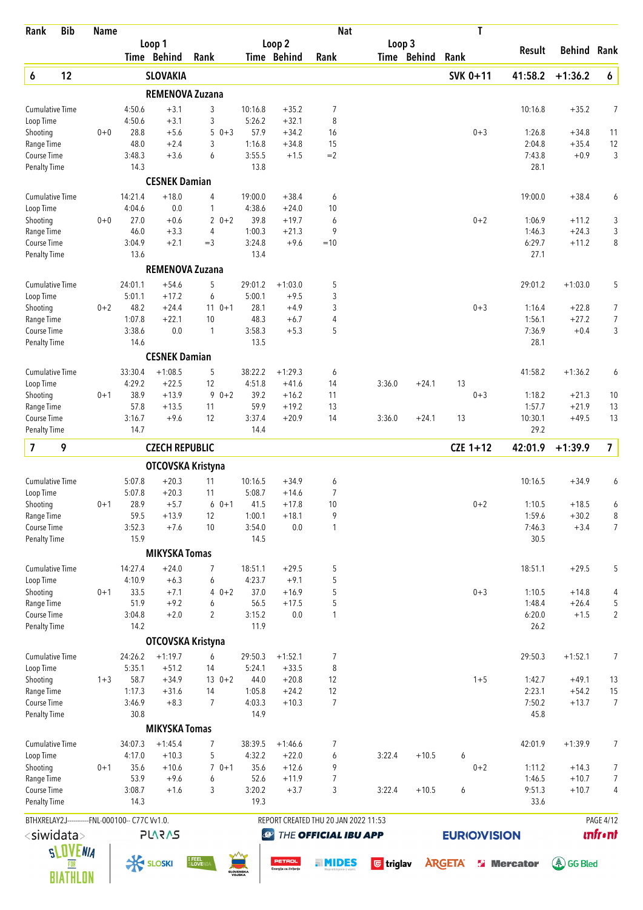| Rank | Bib | Name | Loop 1 Time | Loop 1 Behind | Loop 1 Rank | Loop 2 Time | Loop 2 Behind | Loop 2 Rank | Loop 3 Time | Loop 3 Behind | Loop 3 Rank | T | Result | Behind | Rank |
|---|---|---|---|---|---|---|---|---|---|---|---|---|---|---|---|
| **6** | **12** | **SLOVAKIA** | | | | | | | | | | **SVK 0+11** | **41:58.2** | **+1:36.2** | **6** |
| | | **REMENOVA Zuzana** | | | | | | | | | | | | | |
| | | Cumulative Time | 4:50.6 | +3.1 | 3 | 10:16.8 | +35.2 | 7 | | | | | 10:16.8 | +35.2 | 7 |
| | | Loop Time | 4:50.6 | +3.1 | 3 | 5:26.2 | +32.1 | 8 | | | | | | | |
| | | Shooting 0+0 | 28.8 | +5.6 | 5 0+3 | 57.9 | +34.2 | 16 | | | | 0+3 | 1:26.8 | +34.8 | 11 |
| | | Range Time | 48.0 | +2.4 | 3 | 1:16.8 | +34.8 | 15 | | | | | 2:04.8 | +35.4 | 12 |
| | | Course Time | 3:48.3 | +3.6 | 6 | 3:55.5 | +1.5 | =2 | | | | | 7:43.8 | +0.9 | 3 |
| | | Penalty Time | 14.3 | | | 13.8 | | | | | | | 28.1 | | |
| | | **CESNEK Damian** | | | | | | | | | | | | | |
| | | Cumulative Time | 14:21.4 | +18.0 | 4 | 19:00.0 | +38.4 | 6 | | | | | 19:00.0 | +38.4 | 6 |
| | | Loop Time | 4:04.6 | 0.0 | 1 | 4:38.6 | +24.0 | 10 | | | | | | | |
| | | Shooting 0+0 | 27.0 | +0.6 | 2 0+2 | 39.8 | +19.7 | 6 | | | | 0+2 | 1:06.9 | +11.2 | 3 |
| | | Range Time | 46.0 | +3.3 | 4 | 1:00.3 | +21.3 | 9 | | | | | 1:46.3 | +24.3 | 3 |
| | | Course Time | 3:04.9 | +2.1 | =3 | 3:24.8 | +9.6 | =10 | | | | | 6:29.7 | +11.2 | 8 |
| | | Penalty Time | 13.6 | | | 13.4 | | | | | | | 27.1 | | |
| | | **REMENOVA Zuzana** | | | | | | | | | | | | | |
| | | Cumulative Time | 24:01.1 | +54.6 | 5 | 29:01.2 | +1:03.0 | 5 | | | | | 29:01.2 | +1:03.0 | 5 |
| | | Loop Time | 5:01.1 | +17.2 | 6 | 5:00.1 | +9.5 | 3 | | | | | | | |
| | | Shooting 0+2 | 48.2 | +24.4 | 11 0+1 | 28.1 | +4.9 | 3 | | | | 0+3 | 1:16.4 | +22.8 | 7 |
| | | Range Time | 1:07.8 | +22.1 | 10 | 48.3 | +6.7 | 4 | | | | | 1:56.1 | +27.2 | 7 |
| | | Course Time | 3:38.6 | 0.0 | 1 | 3:58.3 | +5.3 | 5 | | | | | 7:36.9 | +0.4 | 3 |
| | | Penalty Time | 14.6 | | | 13.5 | | | | | | | 28.1 | | |
| | | **CESNEK Damian** | | | | | | | | | | | | | |
| | | Cumulative Time | 33:30.4 | +1:08.5 | 5 | 38:22.2 | +1:29.3 | 6 | | | | | 41:58.2 | +1:36.2 | 6 |
| | | Loop Time | 4:29.2 | +22.5 | 12 | 4:51.8 | +41.6 | 14 | 3:36.0 | +24.1 | 13 | | | | |
| | | Shooting 0+1 | 38.9 | +13.9 | 9 0+2 | 39.2 | +16.2 | 11 | | | | 0+3 | 1:18.2 | +21.3 | 10 |
| | | Range Time | 57.8 | +13.5 | 11 | 59.9 | +19.2 | 13 | | | | | 1:57.7 | +21.9 | 13 |
| | | Course Time | 3:16.7 | +9.6 | 12 | 3:37.4 | +20.9 | 14 | 3:36.0 | +24.1 | 13 | | 10:30.1 | +49.5 | 13 |
| | | Penalty Time | 14.7 | | | 14.4 | | | | | | | 29.2 | | |
| **7** | **9** | **CZECH REPUBLIC** | | | | | | | | | | **CZE 1+12** | **42:01.9** | **+1:39.9** | **7** |
| | | **OTCOVSKA Kristyna** | | | | | | | | | | | | | |
| | | Cumulative Time | 5:07.8 | +20.3 | 11 | 10:16.5 | +34.9 | 6 | | | | | 10:16.5 | +34.9 | 6 |
| | | Loop Time | 5:07.8 | +20.3 | 11 | 5:08.7 | +14.6 | 7 | | | | | | | |
| | | Shooting 0+1 | 28.9 | +5.7 | 6 0+1 | 41.5 | +17.8 | 10 | | | | 0+2 | 1:10.5 | +18.5 | 6 |
| | | Range Time | 59.5 | +13.9 | 12 | 1:00.1 | +18.1 | 9 | | | | | 1:59.6 | +30.2 | 8 |
| | | Course Time | 3:52.3 | +7.6 | 10 | 3:54.0 | 0.0 | 1 | | | | | 7:46.3 | +3.4 | 7 |
| | | Penalty Time | 15.9 | | | 14.5 | | | | | | | 30.5 | | |
| | | **MIKYSKA Tomas** | | | | | | | | | | | | | |
| | | Cumulative Time | 14:27.4 | +24.0 | 7 | 18:51.1 | +29.5 | 5 | | | | | 18:51.1 | +29.5 | 5 |
| | | Loop Time | 4:10.9 | +6.3 | 6 | 4:23.7 | +9.1 | 5 | | | | | | | |
| | | Shooting 0+1 | 33.5 | +7.1 | 4 0+2 | 37.0 | +16.9 | 5 | | | | 0+3 | 1:10.5 | +14.8 | 4 |
| | | Range Time | 51.9 | +9.2 | 6 | 56.5 | +17.5 | 5 | | | | | 1:48.4 | +26.4 | 5 |
| | | Course Time | 3:04.8 | +2.0 | 2 | 3:15.2 | 0.0 | 1 | | | | | 6:20.0 | +1.5 | 2 |
| | | Penalty Time | 14.2 | | | 11.9 | | | | | | | 26.2 | | |
| | | **OTCOVSKA Kristyna** | | | | | | | | | | | | | |
| | | Cumulative Time | 24:26.2 | +1:19.7 | 6 | 29:50.3 | +1:52.1 | 7 | | | | | 29:50.3 | +1:52.1 | 7 |
| | | Loop Time | 5:35.1 | +51.2 | 14 | 5:24.1 | +33.5 | 8 | | | | | | | |
| | | Shooting 1+3 | 58.7 | +34.9 | 13 0+2 | 44.0 | +20.8 | 12 | | | | 1+5 | 1:42.7 | +49.1 | 13 |
| | | Range Time | 1:17.3 | +31.6 | 14 | 1:05.8 | +24.2 | 12 | | | | | 2:23.1 | +54.2 | 15 |
| | | Course Time | 3:46.9 | +8.3 | 7 | 4:03.3 | +10.3 | 7 | | | | | 7:50.2 | +13.7 | 7 |
| | | Penalty Time | 30.8 | | | 14.9 | | | | | | | 45.8 | | |
| | | **MIKYSKA Tomas** | | | | | | | | | | | | | |
| | | Cumulative Time | 34:07.3 | +1:45.4 | 7 | 38:39.5 | +1:46.6 | 7 | | | | | 42:01.9 | +1:39.9 | 7 |
| | | Loop Time | 4:17.0 | +10.3 | 5 | 4:32.2 | +22.0 | 6 | 3:22.4 | +10.5 | 6 | | | | |
| | | Shooting 0+1 | 35.6 | +10.6 | 7 0+1 | 35.6 | +12.6 | 9 | | | | 0+2 | 1:11.2 | +14.3 | 7 |
| | | Range Time | 53.9 | +9.6 | 6 | 52.6 | +11.9 | 7 | | | | | 1:46.5 | +10.7 | 7 |
| | | Course Time | 3:08.7 | +1.6 | 3 | 3:20.2 | +3.7 | 3 | 3:22.4 | +10.5 | 6 | | 9:51.3 | +10.7 | 4 |
| | | Penalty Time | 14.3 | | | 19.3 | | | | | | | 33.6 | | |

BTHXRELAY2J-----------FNL-000100-- C77C Vv1.0. REPORT CREATED THU 20 JAN 2022 11:53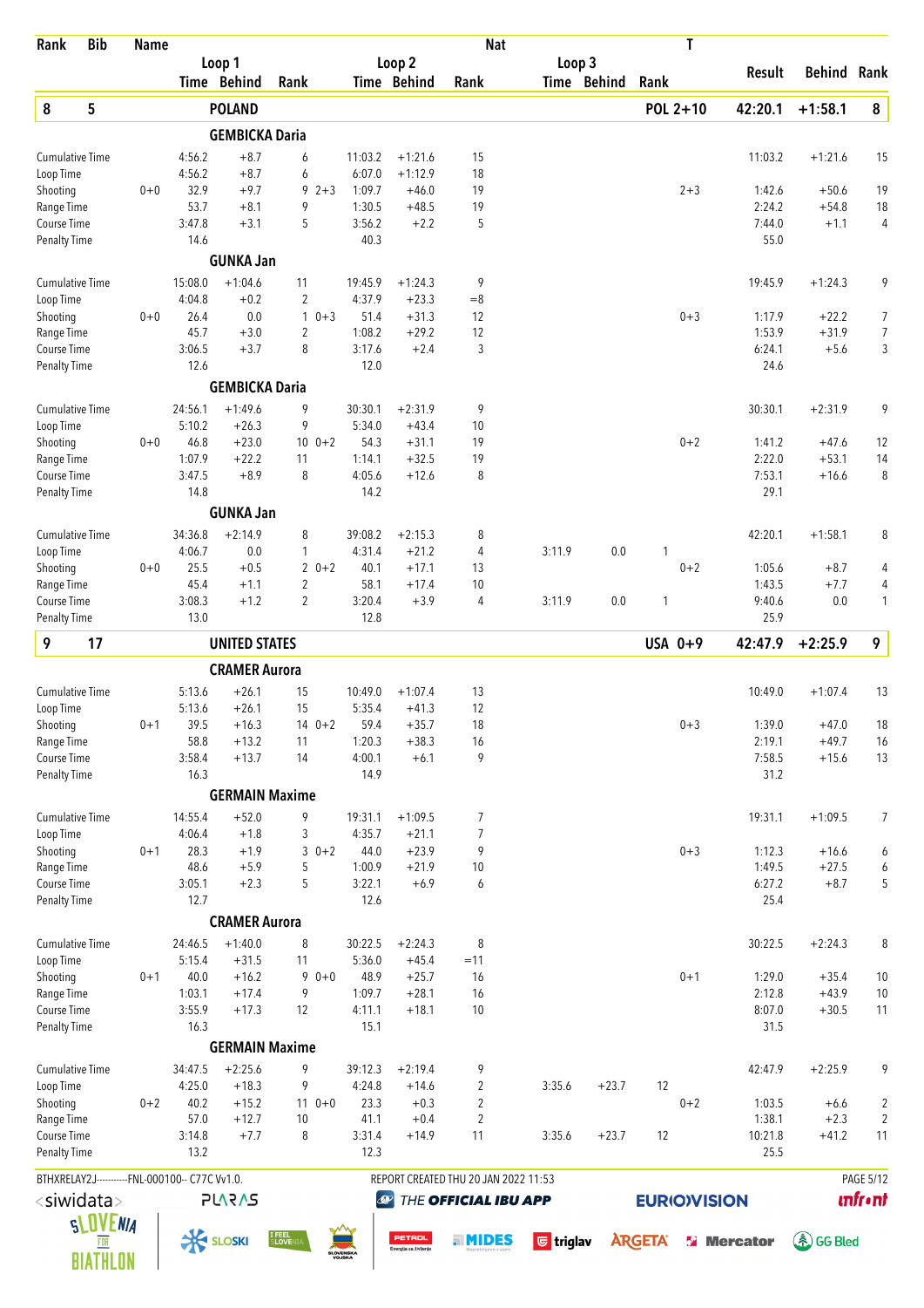| Rank | Bib | Name | Loop 1 Time | Loop 1 Behind | Loop 1 Rank | Loop 2 Time | Loop 2 Behind | Loop 2 Rank | Loop 3 Time | Loop 3 Behind | Loop 3 Rank | T | Result | Behind | Rank |
|---|---|---|---|---|---|---|---|---|---|---|---|---|---|---|---|
| **8** | **5** | **POLAND** | | | | | | | | | | **POL 2+10** | **42:20.1** | **+1:58.1** | **8** |
| | | **GEMBICKA Daria** | | | | | | | | | | | | | |
| Cumulative Time | | | 4:56.2 | +8.7 | 6 | 11:03.2 | +1:21.6 | 15 | | | | | 11:03.2 | +1:21.6 | 15 |
| Loop Time | | | 4:56.2 | +8.7 | 6 | 6:07.0 | +1:12.9 | 18 | | | | | | | |
| Shooting | 0+0 | | 32.9 | +9.7 | 9 2+3 | 1:09.7 | +46.0 | 19 | | | | 2+3 | 1:42.6 | +50.6 | 19 |
| Range Time | | | 53.7 | +8.1 | 9 | 1:30.5 | +48.5 | 19 | | | | | 2:24.2 | +54.8 | 18 |
| Course Time | | | 3:47.8 | +3.1 | 5 | 3:56.2 | +2.2 | 5 | | | | | 7:44.0 | +1.1 | 4 |
| Penalty Time | | | 14.6 | | | 40.3 | | | | | | | 55.0 | | |
| | | **GUNKA Jan** | | | | | | | | | | | | | |
| Cumulative Time | | | 15:08.0 | +1:04.6 | 11 | 19:45.9 | +1:24.3 | 9 | | | | | 19:45.9 | +1:24.3 | 9 |
| Loop Time | | | 4:04.8 | +0.2 | 2 | 4:37.9 | +23.3 | =8 | | | | | | | |
| Shooting | 0+0 | | 26.4 | 0.0 | 1 0+3 | 51.4 | +31.3 | 12 | | | | 0+3 | 1:17.9 | +22.2 | 7 |
| Range Time | | | 45.7 | +3.0 | 2 | 1:08.2 | +29.2 | 12 | | | | | 1:53.9 | +31.9 | 7 |
| Course Time | | | 3:06.5 | +3.7 | 8 | 3:17.6 | +2.4 | 3 | | | | | 6:24.1 | +5.6 | 3 |
| Penalty Time | | | 12.6 | | | 12.0 | | | | | | | 24.6 | | |
| | | **GEMBICKA Daria** | | | | | | | | | | | | | |
| Cumulative Time | | | 24:56.1 | +1:49.6 | 9 | 30:30.1 | +2:31.9 | 9 | | | | | 30:30.1 | +2:31.9 | 9 |
| Loop Time | | | 5:10.2 | +26.3 | 9 | 5:34.0 | +43.4 | 10 | | | | | | | |
| Shooting | 0+0 | | 46.8 | +23.0 | 10 0+2 | 54.3 | +31.1 | 19 | | | | 0+2 | 1:41.2 | +47.6 | 12 |
| Range Time | | | 1:07.9 | +22.2 | 11 | 1:14.1 | +32.5 | 19 | | | | | 2:22.0 | +53.1 | 14 |
| Course Time | | | 3:47.5 | +8.9 | 8 | 4:05.6 | +12.6 | 8 | | | | | 7:53.1 | +16.6 | 8 |
| Penalty Time | | | 14.8 | | | 14.2 | | | | | | | 29.1 | | |
| | | **GUNKA Jan** | | | | | | | | | | | | | |
| Cumulative Time | | | 34:36.8 | +2:14.9 | 8 | 39:08.2 | +2:15.3 | 8 | | | | | 42:20.1 | +1:58.1 | 8 |
| Loop Time | | | 4:06.7 | 0.0 | 1 | 4:31.4 | +21.2 | 4 | 3:11.9 | 0.0 | 1 | | | | |
| Shooting | 0+0 | | 25.5 | +0.5 | 2 0+2 | 40.1 | +17.1 | 13 | | | | 0+2 | 1:05.6 | +8.7 | 4 |
| Range Time | | | 45.4 | +1.1 | 2 | 58.1 | +17.4 | 10 | | | | | 1:43.5 | +7.7 | 4 |
| Course Time | | | 3:08.3 | +1.2 | 2 | 3:20.4 | +3.9 | 4 | 3:11.9 | 0.0 | 1 | | 9:40.6 | 0.0 | 1 |
| Penalty Time | | | 13.0 | | | 12.8 | | | | | | | 25.9 | | |
| **9** | **17** | **UNITED STATES** | | | | | | | | | | **USA 0+9** | **42:47.9** | **+2:25.9** | **9** |
| | | **CRAMER Aurora** | | | | | | | | | | | | | |
| Cumulative Time | | | 5:13.6 | +26.1 | 15 | 10:49.0 | +1:07.4 | 13 | | | | | 10:49.0 | +1:07.4 | 13 |
| Loop Time | | | 5:13.6 | +26.1 | 15 | 5:35.4 | +41.3 | 12 | | | | | | | |
| Shooting | 0+1 | | 39.5 | +16.3 | 14 0+2 | 59.4 | +35.7 | 18 | | | | 0+3 | 1:39.0 | +47.0 | 18 |
| Range Time | | | 58.8 | +13.2 | 11 | 1:20.3 | +38.3 | 16 | | | | | 2:19.1 | +49.7 | 16 |
| Course Time | | | 3:58.4 | +13.7 | 14 | 4:00.1 | +6.1 | 9 | | | | | 7:58.5 | +15.6 | 13 |
| Penalty Time | | | 16.3 | | | 14.9 | | | | | | | 31.2 | | |
| | | **GERMAIN Maxime** | | | | | | | | | | | | | |
| Cumulative Time | | | 14:55.4 | +52.0 | 9 | 19:31.1 | +1:09.5 | 7 | | | | | 19:31.1 | +1:09.5 | 7 |
| Loop Time | | | 4:06.4 | +1.8 | 3 | 4:35.7 | +21.1 | 7 | | | | | | | |
| Shooting | 0+1 | | 28.3 | +1.9 | 3 0+2 | 44.0 | +23.9 | 9 | | | | 0+3 | 1:12.3 | +16.6 | 6 |
| Range Time | | | 48.6 | +5.9 | 5 | 1:00.9 | +21.9 | 10 | | | | | 1:49.5 | +27.5 | 6 |
| Course Time | | | 3:05.1 | +2.3 | 5 | 3:22.1 | +6.9 | 6 | | | | | 6:27.2 | +8.7 | 5 |
| Penalty Time | | | 12.7 | | | 12.6 | | | | | | | 25.4 | | |
| | | **CRAMER Aurora** | | | | | | | | | | | | | |
| Cumulative Time | | | 24:46.5 | +1:40.0 | 8 | 30:22.5 | +2:24.3 | 8 | | | | | 30:22.5 | +2:24.3 | 8 |
| Loop Time | | | 5:15.4 | +31.5 | 11 | 5:36.0 | +45.4 | =11 | | | | | | | |
| Shooting | 0+1 | | 40.0 | +16.2 | 9 0+0 | 48.9 | +25.7 | 16 | | | | 0+1 | 1:29.0 | +35.4 | 10 |
| Range Time | | | 1:03.1 | +17.4 | 9 | 1:09.7 | +28.1 | 16 | | | | | 2:12.8 | +43.9 | 10 |
| Course Time | | | 3:55.9 | +17.3 | 12 | 4:11.1 | +18.1 | 10 | | | | | 8:07.0 | +30.5 | 11 |
| Penalty Time | | | 16.3 | | | 15.1 | | | | | | | 31.5 | | |
| | | **GERMAIN Maxime** | | | | | | | | | | | | | |
| Cumulative Time | | | 34:47.5 | +2:25.6 | 9 | 39:12.3 | +2:19.4 | 9 | | | | | 42:47.9 | +2:25.9 | 9 |
| Loop Time | | | 4:25.0 | +18.3 | 9 | 4:24.8 | +14.6 | 2 | 3:35.6 | +23.7 | 12 | | | | |
| Shooting | 0+2 | | 40.2 | +15.2 | 11 0+0 | 23.3 | +0.3 | 2 | | | | 0+2 | 1:03.5 | +6.6 | 2 |
| Range Time | | | 57.0 | +12.7 | 10 | 41.1 | +0.4 | 2 | | | | | 1:38.1 | +2.3 | 2 |
| Course Time | | | 3:14.8 | +7.7 | 8 | 3:31.4 | +14.9 | 11 | 3:35.6 | +23.7 | 12 | | 10:21.8 | +41.2 | 11 |
| Penalty Time | | | 13.2 | | | 12.3 | | | | | | | 25.5 | | |

BTHXRELAY2J-----------FNL-000100-- C77C Vv1.0. REPORT CREATED THU 20 JAN 2022 11:53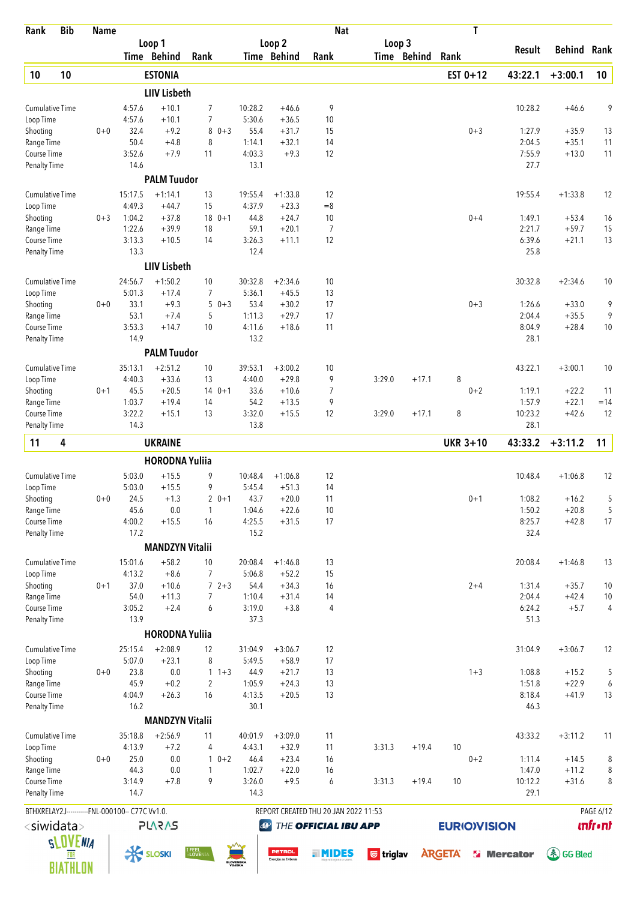| Rank | Bib | Name | | | | | | | | Nat | | | | T | | | |
|---|---|---|---|---|---|---|---|---|---|---|---|---|---|---|---|---|---|
| | | | Loop 1 Time | Behind | Rank | | Loop 2 Time | Behind | Rank | | Loop 3 Time | Behind | Rank | | Result | Behind | Rank |
| **10** | **10** | | **ESTONIA** | | | | | | | | | | | **EST 0+12** | **43:22.1** | **+3:00.1** | **10** |
| | | | **LIIV Lisbeth** | | | | | | | | | | | | | | |
| Cumulative Time | | | 4:57.6 | +10.1 | 7 | | 10:28.2 | +46.6 | 9 | | | | | | 10:28.2 | +46.6 | 9 |
| Loop Time | | | 4:57.6 | +10.1 | 7 | | 5:30.6 | +36.5 | 10 | | | | | | | | |
| Shooting | | 0+0 | 32.4 | +9.2 | 8 | 0+3 | 55.4 | +31.7 | 15 | | | | | 0+3 | 1:27.9 | +35.9 | 13 |
| Range Time | | | 50.4 | +4.8 | 8 | | 1:14.1 | +32.1 | 14 | | | | | | 2:04.5 | +35.1 | 11 |
| Course Time | | | 3:52.6 | +7.9 | 11 | | 4:03.3 | +9.3 | 12 | | | | | | 7:55.9 | +13.0 | 11 |
| Penalty Time | | | 14.6 | | | | 13.1 | | | | | | | | 27.7 | | |
| | | | **PALM Tuudor** | | | | | | | | | | | | | | |
| Cumulative Time | | | 15:17.5 | +1:14.1 | 13 | | 19:55.4 | +1:33.8 | 12 | | | | | | 19:55.4 | +1:33.8 | 12 |
| Loop Time | | | 4:49.3 | +44.7 | 15 | | 4:37.9 | +23.3 | =8 | | | | | | | | |
| Shooting | | 0+3 | 1:04.2 | +37.8 | 18 | 0+1 | 44.8 | +24.7 | 10 | | | | | 0+4 | 1:49.1 | +53.4 | 16 |
| Range Time | | | 1:22.6 | +39.9 | 18 | | 59.1 | +20.1 | 7 | | | | | | 2:21.7 | +59.7 | 15 |
| Course Time | | | 3:13.3 | +10.5 | 14 | | 3:26.3 | +11.1 | 12 | | | | | | 6:39.6 | +21.1 | 13 |
| Penalty Time | | | 13.3 | | | | 12.4 | | | | | | | | 25.8 | | |
| | | | **LIIV Lisbeth** | | | | | | | | | | | | | | |
| Cumulative Time | | | 24:56.7 | +1:50.2 | 10 | | 30:32.8 | +2:34.6 | 10 | | | | | | 30:32.8 | +2:34.6 | 10 |
| Loop Time | | | 5:01.3 | +17.4 | 7 | | 5:36.1 | +45.5 | 13 | | | | | | | | |
| Shooting | | 0+0 | 33.1 | +9.3 | 5 | 0+3 | 53.4 | +30.2 | 17 | | | | | 0+3 | 1:26.6 | +33.0 | 9 |
| Range Time | | | 53.1 | +7.4 | 5 | | 1:11.3 | +29.7 | 17 | | | | | | 2:04.4 | +35.5 | 9 |
| Course Time | | | 3:53.3 | +14.7 | 10 | | 4:11.6 | +18.6 | 11 | | | | | | 8:04.9 | +28.4 | 10 |
| Penalty Time | | | 14.9 | | | | 13.2 | | | | | | | | 28.1 | | |
| | | | **PALM Tuudor** | | | | | | | | | | | | | | |
| Cumulative Time | | | 35:13.1 | +2:51.2 | 10 | | 39:53.1 | +3:00.2 | 10 | | | | | | 43:22.1 | +3:00.1 | 10 |
| Loop Time | | | 4:40.3 | +33.6 | 13 | | 4:40.0 | +29.8 | 9 | | 3:29.0 | +17.1 | 8 | | | | |
| Shooting | | 0+1 | 45.5 | +20.5 | 14 | 0+1 | 33.6 | +10.6 | 7 | | | | | 0+2 | 1:19.1 | +22.2 | 11 |
| Range Time | | | 1:03.7 | +19.4 | 14 | | 54.2 | +13.5 | 9 | | | | | | 1:57.9 | +22.1 | =14 |
| Course Time | | | 3:22.2 | +15.1 | 13 | | 3:32.0 | +15.5 | 12 | | 3:29.0 | +17.1 | 8 | | 10:23.2 | +42.6 | 12 |
| Penalty Time | | | 14.3 | | | | 13.8 | | | | | | | | 28.1 | | |
| **11** | **4** | | **UKRAINE** | | | | | | | | | | | **UKR 3+10** | **43:33.2** | **+3:11.2** | **11** |
| | | | **HORODNA Yuliia** | | | | | | | | | | | | | | |
| Cumulative Time | | | 5:03.0 | +15.5 | 9 | | 10:48.4 | +1:06.8 | 12 | | | | | | 10:48.4 | +1:06.8 | 12 |
| Loop Time | | | 5:03.0 | +15.5 | 9 | | 5:45.4 | +51.3 | 14 | | | | | | | | |
| Shooting | | 0+0 | 24.5 | +1.3 | 2 | 0+1 | 43.7 | +20.0 | 11 | | | | | 0+1 | 1:08.2 | +16.2 | 5 |
| Range Time | | | 45.6 | 0.0 | 1 | | 1:04.6 | +22.6 | 10 | | | | | | 1:50.2 | +20.8 | 5 |
| Course Time | | | 4:00.2 | +15.5 | 16 | | 4:25.5 | +31.5 | 17 | | | | | | 8:25.7 | +42.8 | 17 |
| Penalty Time | | | 17.2 | | | | 15.2 | | | | | | | | 32.4 | | |
| | | | **MANDZYN Vitalii** | | | | | | | | | | | | | | |
| Cumulative Time | | | 15:01.6 | +58.2 | 10 | | 20:08.4 | +1:46.8 | 13 | | | | | | 20:08.4 | +1:46.8 | 13 |
| Loop Time | | | 4:13.2 | +8.6 | 7 | | 5:06.8 | +52.2 | 15 | | | | | | | | |
| Shooting | | 0+1 | 37.0 | +10.6 | 7 | 2+3 | 54.4 | +34.3 | 16 | | | | | 2+4 | 1:31.4 | +35.7 | 10 |
| Range Time | | | 54.0 | +11.3 | 7 | | 1:10.4 | +31.4 | 14 | | | | | | 2:04.4 | +42.4 | 10 |
| Course Time | | | 3:05.2 | +2.4 | 6 | | 3:19.0 | +3.8 | 4 | | | | | | 6:24.2 | +5.7 | 4 |
| Penalty Time | | | 13.9 | | | | 37.3 | | | | | | | | 51.3 | | |
| | | | **HORODNA Yuliia** | | | | | | | | | | | | | | |
| Cumulative Time | | | 25:15.4 | +2:08.9 | 12 | | 31:04.9 | +3:06.7 | 12 | | | | | | 31:04.9 | +3:06.7 | 12 |
| Loop Time | | | 5:07.0 | +23.1 | 8 | | 5:49.5 | +58.9 | 17 | | | | | | | | |
| Shooting | | 0+0 | 23.8 | 0.0 | 1 | 1+3 | 44.9 | +21.7 | 13 | | | | | 1+3 | 1:08.8 | +15.2 | 5 |
| Range Time | | | 45.9 | +0.2 | 2 | | 1:05.9 | +24.3 | 13 | | | | | | 1:51.8 | +22.9 | 6 |
| Course Time | | | 4:04.9 | +26.3 | 16 | | 4:13.5 | +20.5 | 13 | | | | | | 8:18.4 | +41.9 | 13 |
| Penalty Time | | | 16.2 | | | | 30.1 | | | | | | | | 46.3 | | |
| | | | **MANDZYN Vitalii** | | | | | | | | | | | | | | |
| Cumulative Time | | | 35:18.8 | +2:56.9 | 11 | | 40:01.9 | +3:09.0 | 11 | | | | | | 43:33.2 | +3:11.2 | 11 |
| Loop Time | | | 4:13.9 | +7.2 | 4 | | 4:43.1 | +32.9 | 11 | | 3:31.3 | +19.4 | 10 | | | | |
| Shooting | | 0+0 | 25.0 | 0.0 | 1 | 0+2 | 46.4 | +23.4 | 16 | | | | | 0+2 | 1:11.4 | +14.5 | 8 |
| Range Time | | | 44.3 | 0.0 | 1 | | 1:02.7 | +22.0 | 16 | | | | | | 1:47.0 | +11.2 | 8 |
| Course Time | | | 3:14.9 | +7.8 | 9 | | 3:26.0 | +9.5 | 6 | | 3:31.3 | +19.4 | 10 | | 10:12.2 | +31.6 | 8 |
| Penalty Time | | | 14.7 | | | | 14.3 | | | | | | | | 29.1 | | |

BTHXRELAY2J-----------FNL-000100-- C77C Vv1.0. REPORT CREATED THU 20 JAN 2022 11:53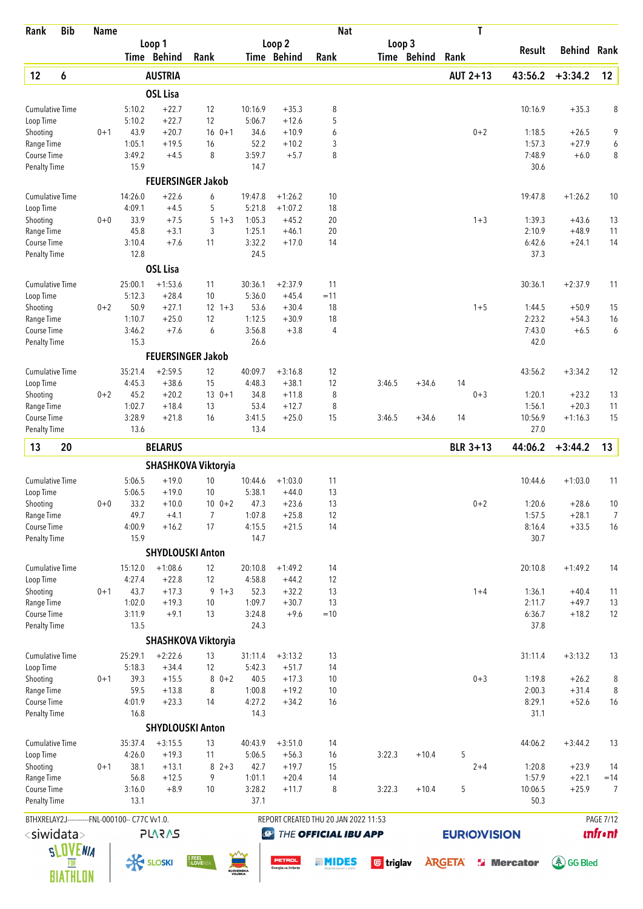| Rank | Bib | Name | | | | | | Nat | | | | T | | |
|---|---|---|---|---|---|---|---|---|---|---|---|---|---|---|
| | | | Loop 1 | | | Loop 2 | | | Loop 3 | | | | | |
| | | | Time | Behind | Rank | Time | Behind | Rank | Time | Behind | Rank | Result | Behind | Rank |
| **12** | **6** | **AUSTRIA** | | | | | | | | | **AUT 2+13** | **43:56.2** | **+3:34.2** | **12** |
| | | **OSL Lisa** | | | | | | | | | | | | |
| Cumulative Time | | | 5:10.2 | +22.7 | 12 | 10:16.9 | +35.3 | 8 | | | | 10:16.9 | +35.3 | 8 |
| Loop Time | | | 5:10.2 | +22.7 | 12 | 5:06.7 | +12.6 | 5 | | | | | | |
| Shooting | | 0+1 | 43.9 | +20.7 | 16 0+1 | 34.6 | +10.9 | 6 | | | 0+2 | 1:18.5 | +26.5 | 9 |
| Range Time | | | 1:05.1 | +19.5 | 16 | 52.2 | +10.2 | 3 | | | | 1:57.3 | +27.9 | 6 |
| Course Time | | | 3:49.2 | +4.5 | 8 | 3:59.7 | +5.7 | 8 | | | | 7:48.9 | +6.0 | 8 |
| Penalty Time | | | 15.9 | | | 14.7 | | | | | | 30.6 | | |
| | | **FEUERSINGER Jakob** | | | | | | | | | | | | |
| Cumulative Time | | | 14:26.0 | +22.6 | 6 | 19:47.8 | +1:26.2 | 10 | | | | 19:47.8 | +1:26.2 | 10 |
| Loop Time | | | 4:09.1 | +4.5 | 5 | 5:21.8 | +1:07.2 | 18 | | | | | | |
| Shooting | | 0+0 | 33.9 | +7.5 | 5 1+3 | 1:05.3 | +45.2 | 20 | | | 1+3 | 1:39.3 | +43.6 | 13 |
| Range Time | | | 45.8 | +3.1 | 3 | 1:25.1 | +46.1 | 20 | | | | 2:10.9 | +48.9 | 11 |
| Course Time | | | 3:10.4 | +7.6 | 11 | 3:32.2 | +17.0 | 14 | | | | 6:42.6 | +24.1 | 14 |
| Penalty Time | | | 12.8 | | | 24.5 | | | | | | 37.3 | | |
| | | **OSL Lisa** | | | | | | | | | | | | |
| Cumulative Time | | | 25:00.1 | +1:53.6 | 11 | 30:36.1 | +2:37.9 | 11 | | | | 30:36.1 | +2:37.9 | 11 |
| Loop Time | | | 5:12.3 | +28.4 | 10 | 5:36.0 | +45.4 | =11 | | | | | | |
| Shooting | | 0+2 | 50.9 | +27.1 | 12 1+3 | 53.6 | +30.4 | 18 | | | 1+5 | 1:44.5 | +50.9 | 15 |
| Range Time | | | 1:10.7 | +25.0 | 12 | 1:12.5 | +30.9 | 18 | | | | 2:23.2 | +54.3 | 16 |
| Course Time | | | 3:46.2 | +7.6 | 6 | 3:56.8 | +3.8 | 4 | | | | 7:43.0 | +6.5 | 6 |
| Penalty Time | | | 15.3 | | | 26.6 | | | | | | 42.0 | | |
| | | **FEUERSINGER Jakob** | | | | | | | | | | | | |
| Cumulative Time | | | 35:21.4 | +2:59.5 | 12 | 40:09.7 | +3:16.8 | 12 | | | | 43:56.2 | +3:34.2 | 12 |
| Loop Time | | | 4:45.3 | +38.6 | 15 | 4:48.3 | +38.1 | 12 | 3:46.5 | +34.6 | 14 | | | |
| Shooting | | 0+2 | 45.2 | +20.2 | 13 0+1 | 34.8 | +11.8 | 8 | | | 0+3 | 1:20.1 | +23.2 | 13 |
| Range Time | | | 1:02.7 | +18.4 | 13 | 53.4 | +12.7 | 8 | | | | 1:56.1 | +20.3 | 11 |
| Course Time | | | 3:28.9 | +21.8 | 16 | 3:41.5 | +25.0 | 15 | 3:46.5 | +34.6 | 14 | 10:56.9 | +1:16.3 | 15 |
| Penalty Time | | | 13.6 | | | 13.4 | | | | | | 27.0 | | |
| **13** | **20** | **BELARUS** | | | | | | | | | **BLR 3+13** | **44:06.2** | **+3:44.2** | **13** |
| | | **SHASHKOVA Viktoryia** | | | | | | | | | | | | |
| Cumulative Time | | | 5:06.5 | +19.0 | 10 | 10:44.6 | +1:03.0 | 11 | | | | 10:44.6 | +1:03.0 | 11 |
| Loop Time | | | 5:06.5 | +19.0 | 10 | 5:38.1 | +44.0 | 13 | | | | | | |
| Shooting | | 0+0 | 33.2 | +10.0 | 10 0+2 | 47.3 | +23.6 | 13 | | | 0+2 | 1:20.6 | +28.6 | 10 |
| Range Time | | | 49.7 | +4.1 | 7 | 1:07.8 | +25.8 | 12 | | | | 1:57.5 | +28.1 | 7 |
| Course Time | | | 4:00.9 | +16.2 | 17 | 4:15.5 | +21.5 | 14 | | | | 8:16.4 | +33.5 | 16 |
| Penalty Time | | | 15.9 | | | 14.7 | | | | | | 30.7 | | |
| | | **SHYDLOUSKI Anton** | | | | | | | | | | | | |
| Cumulative Time | | | 15:12.0 | +1:08.6 | 12 | 20:10.8 | +1:49.2 | 14 | | | | 20:10.8 | +1:49.2 | 14 |
| Loop Time | | | 4:27.4 | +22.8 | 12 | 4:58.8 | +44.2 | 12 | | | | | | |
| Shooting | | 0+1 | 43.7 | +17.3 | 9 1+3 | 52.3 | +32.2 | 13 | | | 1+4 | 1:36.1 | +40.4 | 11 |
| Range Time | | | 1:02.0 | +19.3 | 10 | 1:09.7 | +30.7 | 13 | | | | 2:11.7 | +49.7 | 13 |
| Course Time | | | 3:11.9 | +9.1 | 13 | 3:24.8 | +9.6 | =10 | | | | 6:36.7 | +18.2 | 12 |
| Penalty Time | | | 13.5 | | | 24.3 | | | | | | 37.8 | | |
| | | **SHASHKOVA Viktoryia** | | | | | | | | | | | | |
| Cumulative Time | | | 25:29.1 | +2:22.6 | 13 | 31:11.4 | +3:13.2 | 13 | | | | 31:11.4 | +3:13.2 | 13 |
| Loop Time | | | 5:18.3 | +34.4 | 12 | 5:42.3 | +51.7 | 14 | | | | | | |
| Shooting | | 0+1 | 39.3 | +15.5 | 8 0+2 | 40.5 | +17.3 | 10 | | | 0+3 | 1:19.8 | +26.2 | 8 |
| Range Time | | | 59.5 | +13.8 | 8 | 1:00.8 | +19.2 | 10 | | | | 2:00.3 | +31.4 | 8 |
| Course Time | | | 4:01.9 | +23.3 | 14 | 4:27.2 | +34.2 | 16 | | | | 8:29.1 | +52.6 | 16 |
| Penalty Time | | | 16.8 | | | 14.3 | | | | | | 31.1 | | |
| | | **SHYDLOUSKI Anton** | | | | | | | | | | | | |
| Cumulative Time | | | 35:37.4 | +3:15.5 | 13 | 40:43.9 | +3:51.0 | 14 | | | | 44:06.2 | +3:44.2 | 13 |
| Loop Time | | | 4:26.0 | +19.3 | 11 | 5:06.5 | +56.3 | 16 | 3:22.3 | +10.4 | 5 | | | |
| Shooting | | 0+1 | 38.1 | +13.1 | 8 2+3 | 42.7 | +19.7 | 15 | | | 2+4 | 1:20.8 | +23.9 | 14 |
| Range Time | | | 56.8 | +12.5 | 9 | 1:01.1 | +20.4 | 14 | | | | 1:57.9 | +22.1 | =14 |
| Course Time | | | 3:16.0 | +8.9 | 10 | 3:28.2 | +11.7 | 8 | 3:22.3 | +10.4 | 5 | 10:06.5 | +25.9 | 7 |
| Penalty Time | | | 13.1 | | | 37.1 | | | | | | 50.3 | | |

BTHXRELAY2J-----------FNL-000100-- C77C Vv1.0. REPORT CREATED THU 20 JAN 2022 11:53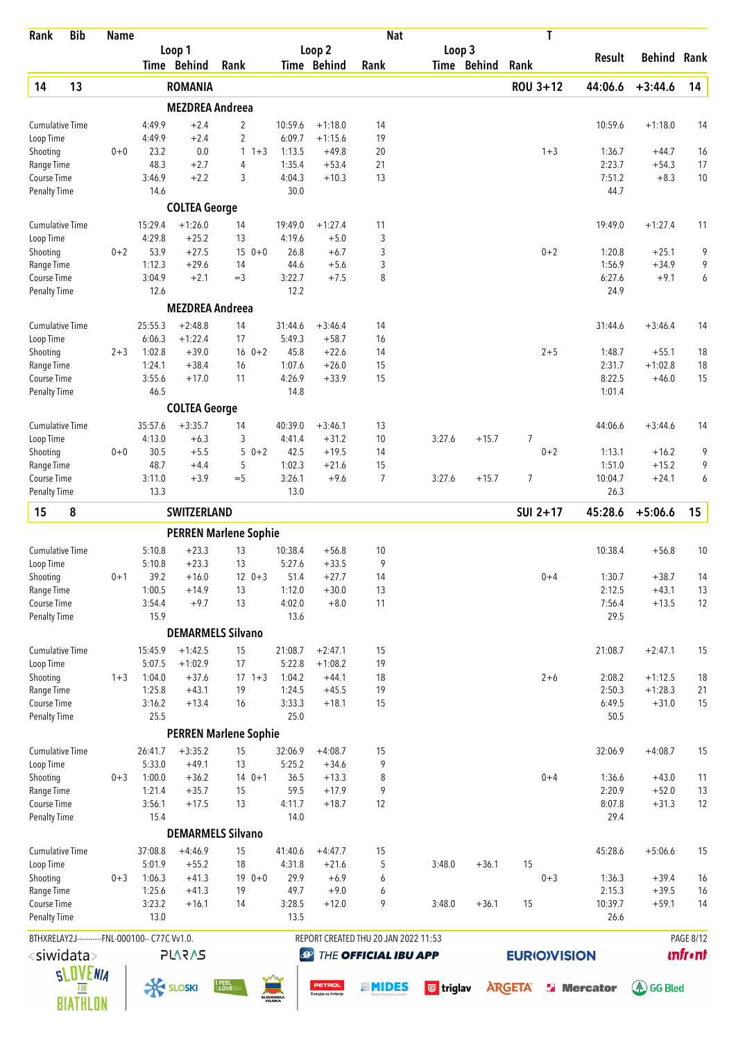| Rank | Bib | Name | | | | | | | Nat | | | | T | | |
|---|---|---|---|---|---|---|---|---|---|---|---|---|---|---|---|
| | | | Loop 1 | | | Loop 2 | | | Loop 3 | | | | Result | Behind | Rank |
| | | | Time | Behind | Rank | Time | Behind | Rank | Time | Behind | Rank | | | | |
| **14** | **13** | **ROMANIA** | | | | | | | | | | **ROU 3+12** | **44:06.6** | **+3:44.6** | **14** |
| | | **MEZDREA Andreea** | | | | | | | | | | | | | |
| Cumulative Time | | | 4:49.9 | +2.4 | 2 | 10:59.6 | +1:18.0 | 14 | | | | | 10:59.6 | +1:18.0 | 14 |
| Loop Time | | | 4:49.9 | +2.4 | 2 | 6:09.7 | +1:15.6 | 19 | | | | | | | |
| Shooting | | 0+0 | 23.2 | 0.0 | 1 1+3 | 1:13.5 | +49.8 | 20 | | | | 1+3 | 1:36.7 | +44.7 | 16 |
| Range Time | | | 48.3 | +2.7 | 4 | 1:35.4 | +53.4 | 21 | | | | | 2:23.7 | +54.3 | 17 |
| Course Time | | | 3:46.9 | +2.2 | 3 | 4:04.3 | +10.3 | 13 | | | | | 7:51.2 | +8.3 | 10 |
| Penalty Time | | | 14.6 | | | 30.0 | | | | | | | 44.7 | | |
| | | **COLTEA George** | | | | | | | | | | | | | |
| Cumulative Time | | | 15:29.4 | +1:26.0 | 14 | 19:49.0 | +1:27.4 | 11 | | | | | 19:49.0 | +1:27.4 | 11 |
| Loop Time | | | 4:29.8 | +25.2 | 13 | 4:19.6 | +5.0 | 3 | | | | | | | |
| Shooting | | 0+2 | 53.9 | +27.5 | 15 0+0 | 26.8 | +6.7 | 3 | | | | 0+2 | 1:20.8 | +25.1 | 9 |
| Range Time | | | 1:12.3 | +29.6 | 14 | 44.6 | +5.6 | 3 | | | | | 1:56.9 | +34.9 | 9 |
| Course Time | | | 3:04.9 | +2.1 | =3 | 3:22.7 | +7.5 | 8 | | | | | 6:27.6 | +9.1 | 6 |
| Penalty Time | | | 12.6 | | | 12.2 | | | | | | | 24.9 | | |
| | | **MEZDREA Andreea** | | | | | | | | | | | | | |
| Cumulative Time | | | 25:55.3 | +2:48.8 | 14 | 31:44.6 | +3:46.4 | 14 | | | | | 31:44.6 | +3:46.4 | 14 |
| Loop Time | | | 6:06.3 | +1:22.4 | 17 | 5:49.3 | +58.7 | 16 | | | | | | | |
| Shooting | | 2+3 | 1:02.8 | +39.0 | 16 0+2 | 45.8 | +22.6 | 14 | | | | 2+5 | 1:48.7 | +55.1 | 18 |
| Range Time | | | 1:24.1 | +38.4 | 16 | 1:07.6 | +26.0 | 15 | | | | | 2:31.7 | +1:02.8 | 18 |
| Course Time | | | 3:55.6 | +17.0 | 11 | 4:26.9 | +33.9 | 15 | | | | | 8:22.5 | +46.0 | 15 |
| Penalty Time | | | 46.5 | | | 14.8 | | | | | | | 1:01.4 | | |
| | | **COLTEA George** | | | | | | | | | | | | | |
| Cumulative Time | | | 35:57.6 | +3:35.7 | 14 | 40:39.0 | +3:46.1 | 13 | | | | | 44:06.6 | +3:44.6 | 14 |
| Loop Time | | | 4:13.0 | +6.3 | 3 | 4:41.4 | +31.2 | 10 | 3:27.6 | +15.7 | 7 | | | | |
| Shooting | | 0+0 | 30.5 | +5.5 | 5 0+2 | 42.5 | +19.5 | 14 | | | | 0+2 | 1:13.1 | +16.2 | 9 |
| Range Time | | | 48.7 | +4.4 | 5 | 1:02.3 | +21.6 | 15 | | | | | 1:51.0 | +15.2 | 9 |
| Course Time | | | 3:11.0 | +3.9 | =5 | 3:26.1 | +9.6 | 7 | 3:27.6 | +15.7 | 7 | | 10:04.7 | +24.1 | 6 |
| Penalty Time | | | 13.3 | | | 13.0 | | | | | | | 26.3 | | |
| **15** | **8** | **SWITZERLAND** | | | | | | | | | | **SUI 2+17** | **45:28.6** | **+5:06.6** | **15** |
| | | **PERREN Marlene Sophie** | | | | | | | | | | | | | |
| Cumulative Time | | | 5:10.8 | +23.3 | 13 | 10:38.4 | +56.8 | 10 | | | | | 10:38.4 | +56.8 | 10 |
| Loop Time | | | 5:10.8 | +23.3 | 13 | 5:27.6 | +33.5 | 9 | | | | | | | |
| Shooting | | 0+1 | 39.2 | +16.0 | 12 0+3 | 51.4 | +27.7 | 14 | | | | 0+4 | 1:30.7 | +38.7 | 14 |
| Range Time | | | 1:00.5 | +14.9 | 13 | 1:12.0 | +30.0 | 13 | | | | | 2:12.5 | +43.1 | 13 |
| Course Time | | | 3:54.4 | +9.7 | 13 | 4:02.0 | +8.0 | 11 | | | | | 7:56.4 | +13.5 | 12 |
| Penalty Time | | | 15.9 | | | 13.6 | | | | | | | 29.5 | | |
| | | **DEMARMELS Silvano** | | | | | | | | | | | | | |
| Cumulative Time | | | 15:45.9 | +1:42.5 | 15 | 21:08.7 | +2:47.1 | 15 | | | | | 21:08.7 | +2:47.1 | 15 |
| Loop Time | | | 5:07.5 | +1:02.9 | 17 | 5:22.8 | +1:08.2 | 19 | | | | | | | |
| Shooting | | 1+3 | 1:04.0 | +37.6 | 17 1+3 | 1:04.2 | +44.1 | 18 | | | | 2+6 | 2:08.2 | +1:12.5 | 18 |
| Range Time | | | 1:25.8 | +43.1 | 19 | 1:24.5 | +45.5 | 19 | | | | | 2:50.3 | +1:28.3 | 21 |
| Course Time | | | 3:16.2 | +13.4 | 16 | 3:33.3 | +18.1 | 15 | | | | | 6:49.5 | +31.0 | 15 |
| Penalty Time | | | 25.5 | | | 25.0 | | | | | | | 50.5 | | |
| | | **PERREN Marlene Sophie** | | | | | | | | | | | | | |
| Cumulative Time | | | 26:41.7 | +3:35.2 | 15 | 32:06.9 | +4:08.7 | 15 | | | | | 32:06.9 | +4:08.7 | 15 |
| Loop Time | | | 5:33.0 | +49.1 | 13 | 5:25.2 | +34.6 | 9 | | | | | | | |
| Shooting | | 0+3 | 1:00.0 | +36.2 | 14 0+1 | 36.5 | +13.3 | 8 | | | | 0+4 | 1:36.6 | +43.0 | 11 |
| Range Time | | | 1:21.4 | +35.7 | 15 | 59.5 | +17.9 | 9 | | | | | 2:20.9 | +52.0 | 13 |
| Course Time | | | 3:56.1 | +17.5 | 13 | 4:11.7 | +18.7 | 12 | | | | | 8:07.8 | +31.3 | 12 |
| Penalty Time | | | 15.4 | | | 14.0 | | | | | | | 29.4 | | |
| | | **DEMARMELS Silvano** | | | | | | | | | | | | | |
| Cumulative Time | | | 37:08.8 | +4:46.9 | 15 | 41:40.6 | +4:47.7 | 15 | | | | | 45:28.6 | +5:06.6 | 15 |
| Loop Time | | | 5:01.9 | +55.2 | 18 | 4:31.8 | +21.6 | 5 | 3:48.0 | +36.1 | 15 | | | | |
| Shooting | | 0+3 | 1:06.3 | +41.3 | 19 0+0 | 29.9 | +6.9 | 6 | | | | 0+3 | 1:36.3 | +39.4 | 16 |
| Range Time | | | 1:25.6 | +41.3 | 19 | 49.7 | +9.0 | 6 | | | | | 2:15.3 | +39.5 | 16 |
| Course Time | | | 3:23.2 | +16.1 | 14 | 3:28.5 | +12.0 | 9 | 3:48.0 | +36.1 | 15 | | 10:39.7 | +59.1 | 14 |
| Penalty Time | | | 13.0 | | | 13.5 | | | | | | | 26.6 | | |

BTHXRELAY2J-----------FNL-000100-- C77C Vv1.0. REPORT CREATED THU 20 JAN 2022 11:53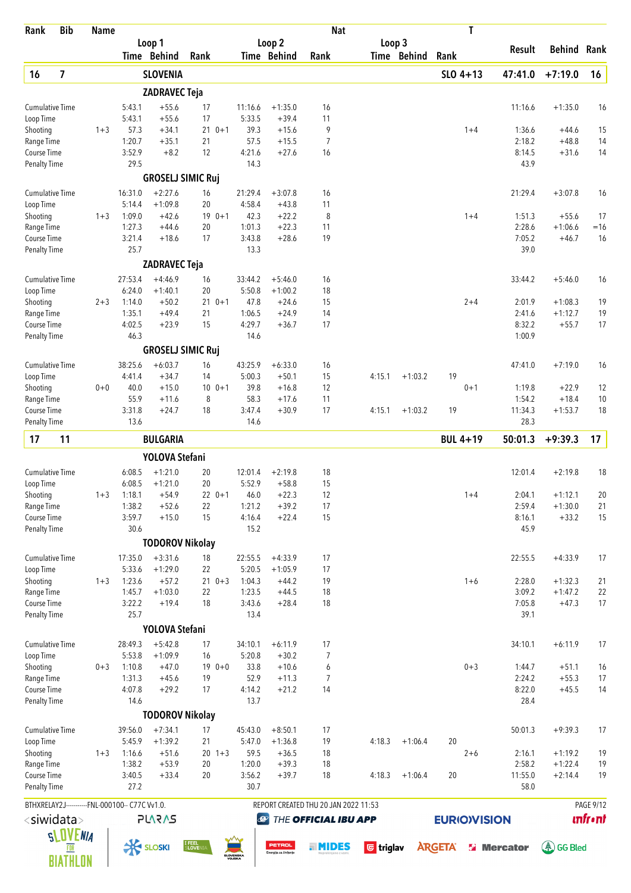| Rank | Bib | Name | | | | | | Nat | | | | T | | | |
|---|---|---|---|---|---|---|---|---|---|---|---|---|---|---|---|
| | | | Loop 1 | | | Loop 2 | | | Loop 3 | | | | Result | Behind | Rank |
| | | | Time | Behind | Rank | Time | Behind | Rank | Time | Behind | Rank | | | | |
| **16** | **7** | **SLOVENIA** | | | | | | | | | | **SLO 4+13** | **47:41.0** | **+7:19.0** | **16** |
| | | **ZADRAVEC Teja** | | | | | | | | | | | | | |
| Cumulative Time | | | 5:43.1 | +55.6 | 17 | 11:16.6 | +1:35.0 | 16 | | | | | 11:16.6 | +1:35.0 | 16 |
| Loop Time | | | 5:43.1 | +55.6 | 17 | 5:33.5 | +39.4 | 11 | | | | | | | |
| Shooting | | 1+3 | 57.3 | +34.1 | 21 0+1 | 39.3 | +15.6 | 9 | | | | 1+4 | 1:36.6 | +44.6 | 15 |
| Range Time | | | 1:20.7 | +35.1 | 21 | 57.5 | +15.5 | 7 | | | | | 2:18.2 | +48.8 | 14 |
| Course Time | | | 3:52.9 | +8.2 | 12 | 4:21.6 | +27.6 | 16 | | | | | 8:14.5 | +31.6 | 14 |
| Penalty Time | | | 29.5 | | | 14.3 | | | | | | | 43.9 | | |
| | | **GROSELJ SIMIC Ruj** | | | | | | | | | | | | | |
| Cumulative Time | | | 16:31.0 | +2:27.6 | 16 | 21:29.4 | +3:07.8 | 16 | | | | | 21:29.4 | +3:07.8 | 16 |
| Loop Time | | | 5:14.4 | +1:09.8 | 20 | 4:58.4 | +43.8 | 11 | | | | | | | |
| Shooting | | 1+3 | 1:09.0 | +42.6 | 19 0+1 | 42.3 | +22.2 | 8 | | | | 1+4 | 1:51.3 | +55.6 | 17 |
| Range Time | | | 1:27.3 | +44.6 | 20 | 1:01.3 | +22.3 | 11 | | | | | 2:28.6 | +1:06.6 | =16 |
| Course Time | | | 3:21.4 | +18.6 | 17 | 3:43.8 | +28.6 | 19 | | | | | 7:05.2 | +46.7 | 16 |
| Penalty Time | | | 25.7 | | | 13.3 | | | | | | | 39.0 | | |
| | | **ZADRAVEC Teja** | | | | | | | | | | | | | |
| Cumulative Time | | | 27:53.4 | +4:46.9 | 16 | 33:44.2 | +5:46.0 | 16 | | | | | 33:44.2 | +5:46.0 | 16 |
| Loop Time | | | 6:24.0 | +1:40.1 | 20 | 5:50.8 | +1:00.2 | 18 | | | | | | | |
| Shooting | | 2+3 | 1:14.0 | +50.2 | 21 0+1 | 47.8 | +24.6 | 15 | | | | 2+4 | 2:01.9 | +1:08.3 | 19 |
| Range Time | | | 1:35.1 | +49.4 | 21 | 1:06.5 | +24.9 | 14 | | | | | 2:41.6 | +1:12.7 | 19 |
| Course Time | | | 4:02.5 | +23.9 | 15 | 4:29.7 | +36.7 | 17 | | | | | 8:32.2 | +55.7 | 17 |
| Penalty Time | | | 46.3 | | | 14.6 | | | | | | | 1:00.9 | | |
| | | **GROSELJ SIMIC Ruj** | | | | | | | | | | | | | |
| Cumulative Time | | | 38:25.6 | +6:03.7 | 16 | 43:25.9 | +6:33.0 | 16 | | | | | 47:41.0 | +7:19.0 | 16 |
| Loop Time | | | 4:41.4 | +34.7 | 14 | 5:00.3 | +50.1 | 15 | 4:15.1 | +1:03.2 | 19 | | | | |
| Shooting | | 0+0 | 40.0 | +15.0 | 10 0+1 | 39.8 | +16.8 | 12 | | | | 0+1 | 1:19.8 | +22.9 | 12 |
| Range Time | | | 55.9 | +11.6 | 8 | 58.3 | +17.6 | 11 | | | | | 1:54.2 | +18.4 | 10 |
| Course Time | | | 3:31.8 | +24.7 | 18 | 3:47.4 | +30.9 | 17 | 4:15.1 | +1:03.2 | 19 | | 11:34.3 | +1:53.7 | 18 |
| Penalty Time | | | 13.6 | | | 14.6 | | | | | | | 28.3 | | |
| **17** | **11** | **BULGARIA** | | | | | | | | | | **BUL 4+19** | **50:01.3** | **+9:39.3** | **17** |
| | | **YOLOVA Stefani** | | | | | | | | | | | | | |
| Cumulative Time | | | 6:08.5 | +1:21.0 | 20 | 12:01.4 | +2:19.8 | 18 | | | | | 12:01.4 | +2:19.8 | 18 |
| Loop Time | | | 6:08.5 | +1:21.0 | 20 | 5:52.9 | +58.8 | 15 | | | | | | | |
| Shooting | | 1+3 | 1:18.1 | +54.9 | 22 0+1 | 46.0 | +22.3 | 12 | | | | 1+4 | 2:04.1 | +1:12.1 | 20 |
| Range Time | | | 1:38.2 | +52.6 | 22 | 1:21.2 | +39.2 | 17 | | | | | 2:59.4 | +1:30.0 | 21 |
| Course Time | | | 3:59.7 | +15.0 | 15 | 4:16.4 | +22.4 | 15 | | | | | 8:16.1 | +33.2 | 15 |
| Penalty Time | | | 30.6 | | | 15.2 | | | | | | | 45.9 | | |
| | | **TODOROV Nikolay** | | | | | | | | | | | | | |
| Cumulative Time | | | 17:35.0 | +3:31.6 | 18 | 22:55.5 | +4:33.9 | 17 | | | | | 22:55.5 | +4:33.9 | 17 |
| Loop Time | | | 5:33.6 | +1:29.0 | 22 | 5:20.5 | +1:05.9 | 17 | | | | | | | |
| Shooting | | 1+3 | 1:23.6 | +57.2 | 21 0+3 | 1:04.3 | +44.2 | 19 | | | | 1+6 | 2:28.0 | +1:32.3 | 21 |
| Range Time | | | 1:45.7 | +1:03.0 | 22 | 1:23.5 | +44.5 | 18 | | | | | 3:09.2 | +1:47.2 | 22 |
| Course Time | | | 3:22.2 | +19.4 | 18 | 3:43.6 | +28.4 | 18 | | | | | 7:05.8 | +47.3 | 17 |
| Penalty Time | | | 25.7 | | | 13.4 | | | | | | | 39.1 | | |
| | | **YOLOVA Stefani** | | | | | | | | | | | | | |
| Cumulative Time | | | 28:49.3 | +5:42.8 | 17 | 34:10.1 | +6:11.9 | 17 | | | | | 34:10.1 | +6:11.9 | 17 |
| Loop Time | | | 5:53.8 | +1:09.9 | 16 | 5:20.8 | +30.2 | 7 | | | | | | | |
| Shooting | | 0+3 | 1:10.8 | +47.0 | 19 0+0 | 33.8 | +10.6 | 6 | | | | 0+3 | 1:44.7 | +51.1 | 16 |
| Range Time | | | 1:31.3 | +45.6 | 19 | 52.9 | +11.3 | 7 | | | | | 2:24.2 | +55.3 | 17 |
| Course Time | | | 4:07.8 | +29.2 | 17 | 4:14.2 | +21.2 | 14 | | | | | 8:22.0 | +45.5 | 14 |
| Penalty Time | | | 14.6 | | | 13.7 | | | | | | | 28.4 | | |
| | | **TODOROV Nikolay** | | | | | | | | | | | | | |
| Cumulative Time | | | 39:56.0 | +7:34.1 | 17 | 45:43.0 | +8:50.1 | 17 | | | | | 50:01.3 | +9:39.3 | 17 |
| Loop Time | | | 5:45.9 | +1:39.2 | 21 | 5:47.0 | +1:36.8 | 19 | 4:18.3 | +1:06.4 | 20 | | | | |
| Shooting | | 1+3 | 1:16.6 | +51.6 | 20 1+3 | 59.5 | +36.5 | 18 | | | | 2+6 | 2:16.1 | +1:19.2 | 19 |
| Range Time | | | 1:38.2 | +53.9 | 20 | 1:20.0 | +39.3 | 18 | | | | | 2:58.2 | +1:22.4 | 19 |
| Course Time | | | 3:40.5 | +33.4 | 20 | 3:56.2 | +39.7 | 18 | 4:18.3 | +1:06.4 | 20 | | 11:55.0 | +2:14.4 | 19 |
| Penalty Time | | | 27.2 | | | 30.7 | | | | | | | 58.0 | | |

BTHXRELAY2J-----------FNL-000100-- C77C Vv1.0. REPORT CREATED THU 20 JAN 2022 11:53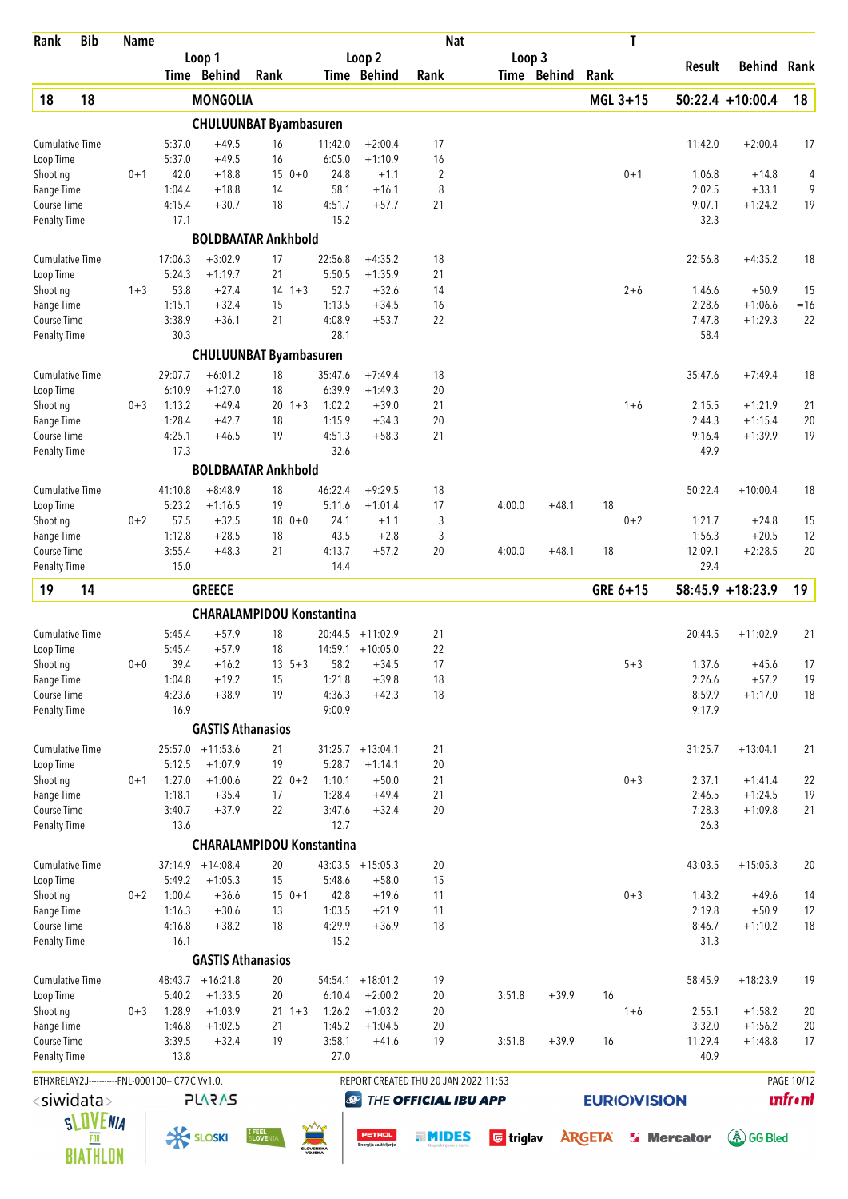| Rank | Bib | Name | | | | | | | Nat | | | | T | | | |
|---|---|---|---|---|---|---|---|---|---|---|---|---|---|---|---|---|
| | | | Loop 1 | | | Loop 2 | | | Loop 3 | | | | | | | |
| | | | Time | Behind | Rank | Time | Behind | Rank | Time | Behind | Rank | | | Result | Behind | Rank |
| **18** | **18** | **MONGOLIA** | | | | | | | | | | | **MGL 3+15** | **50:22.4** | **+10:00.4** | **18** |
| | | **CHULUUNBAT Byambasuren** | | | | | | | | | | | | | | |
| Cumulative Time | | | 5:37.0 | +49.5 | 16 | 11:42.0 | +2:00.4 | 17 | | | | | | 11:42.0 | +2:00.4 | 17 |
| Loop Time | | | 5:37.0 | +49.5 | 16 | 6:05.0 | +1:10.9 | 16 | | | | | | | | |
| Shooting | 0+1 | | 42.0 | +18.8 | 15 | 0+0 24.8 | +1.1 | 2 | | | | | 0+1 | 1:06.8 | +14.8 | 4 |
| Range Time | | | 1:04.4 | +18.8 | 14 | 58.1 | +16.1 | 8 | | | | | | 2:02.5 | +33.1 | 9 |
| Course Time | | | 4:15.4 | +30.7 | 18 | 4:51.7 | +57.7 | 21 | | | | | | 9:07.1 | +1:24.2 | 19 |
| Penalty Time | | | 17.1 | | | 15.2 | | | | | | | | 32.3 | | |
| | | **BOLDBAATAR Ankhbold** | | | | | | | | | | | | | | |
| Cumulative Time | | | 17:06.3 | +3:02.9 | 17 | 22:56.8 | +4:35.2 | 18 | | | | | | 22:56.8 | +4:35.2 | 18 |
| Loop Time | | | 5:24.3 | +1:19.7 | 21 | 5:50.5 | +1:35.9 | 21 | | | | | | | | |
| Shooting | 1+3 | | 53.8 | +27.4 | 14 | 1+3 52.7 | +32.6 | 14 | | | | | 2+6 | 1:46.6 | +50.9 | 15 |
| Range Time | | | 1:15.1 | +32.4 | 15 | 1:13.5 | +34.5 | 16 | | | | | | 2:28.6 | +1:06.6 | =16 |
| Course Time | | | 3:38.9 | +36.1 | 21 | 4:08.9 | +53.7 | 22 | | | | | | 7:47.8 | +1:29.3 | 22 |
| Penalty Time | | | 30.3 | | | 28.1 | | | | | | | | 58.4 | | |
| | | **CHULUUNBAT Byambasuren** | | | | | | | | | | | | | | |
| Cumulative Time | | | 29:07.7 | +6:01.2 | 18 | 35:47.6 | +7:49.4 | 18 | | | | | | 35:47.6 | +7:49.4 | 18 |
| Loop Time | | | 6:10.9 | +1:27.0 | 18 | 6:39.9 | +1:49.3 | 20 | | | | | | | | |
| Shooting | 0+3 | | 1:13.2 | +49.4 | 20 | 1+3 1:02.2 | +39.0 | 21 | | | | | 1+6 | 2:15.5 | +1:21.9 | 21 |
| Range Time | | | 1:28.4 | +42.7 | 18 | 1:15.9 | +34.3 | 20 | | | | | | 2:44.3 | +1:15.4 | 20 |
| Course Time | | | 4:25.1 | +46.5 | 19 | 4:51.3 | +58.3 | 21 | | | | | | 9:16.4 | +1:39.9 | 19 |
| Penalty Time | | | 17.3 | | | 32.6 | | | | | | | | 49.9 | | |
| | | **BOLDBAATAR Ankhbold** | | | | | | | | | | | | | | |
| Cumulative Time | | | 41:10.8 | +8:48.9 | 18 | 46:22.4 | +9:29.5 | 18 | | | | | | 50:22.4 | +10:00.4 | 18 |
| Loop Time | | | 5:23.2 | +1:16.5 | 19 | 5:11.6 | +1:01.4 | 17 | 4:00.0 | +48.1 | 18 | | | | | |
| Shooting | 0+2 | | 57.5 | +32.5 | 18 | 0+0 24.1 | +1.1 | 3 | | | | | 0+2 | 1:21.7 | +24.8 | 15 |
| Range Time | | | 1:12.8 | +28.5 | 18 | 43.5 | +2.8 | 3 | | | | | | 1:56.3 | +20.5 | 12 |
| Course Time | | | 3:55.4 | +48.3 | 21 | 4:13.7 | +57.2 | 20 | 4:00.0 | +48.1 | 18 | | | 12:09.1 | +2:28.5 | 20 |
| Penalty Time | | | 15.0 | | | 14.4 | | | | | | | | 29.4 | | |
| **19** | **14** | **GREECE** | | | | | | | | | | | **GRE 6+15** | **58:45.9** | **+18:23.9** | **19** |
| | | **CHARALAMPIDOU Konstantina** | | | | | | | | | | | | | | |
| Cumulative Time | | | 5:45.4 | +57.9 | 18 | 20:44.5 | +11:02.9 | 21 | | | | | | 20:44.5 | +11:02.9 | 21 |
| Loop Time | | | 5:45.4 | +57.9 | 18 | 14:59.1 | +10:05.0 | 22 | | | | | | | | |
| Shooting | 0+0 | | 39.4 | +16.2 | 13 | 5+3 58.2 | +34.5 | 17 | | | | | 5+3 | 1:37.6 | +45.6 | 17 |
| Range Time | | | 1:04.8 | +19.2 | 15 | 1:21.8 | +39.8 | 18 | | | | | | 2:26.6 | +57.2 | 19 |
| Course Time | | | 4:23.6 | +38.9 | 19 | 4:36.3 | +42.3 | 18 | | | | | | 8:59.9 | +1:17.0 | 18 |
| Penalty Time | | | 16.9 | | | 9:00.9 | | | | | | | | 9:17.9 | | |
| | | **GASTIS Athanasios** | | | | | | | | | | | | | | |
| Cumulative Time | | | 25:57.0 | +11:53.6 | 21 | 31:25.7 | +13:04.1 | 21 | | | | | | 31:25.7 | +13:04.1 | 21 |
| Loop Time | | | 5:12.5 | +1:07.9 | 19 | 5:28.7 | +1:14.1 | 20 | | | | | | | | |
| Shooting | 0+1 | | 1:27.0 | +1:00.6 | 22 | 0+2 1:10.1 | +50.0 | 21 | | | | | 0+3 | 2:37.1 | +1:41.4 | 22 |
| Range Time | | | 1:18.1 | +35.4 | 17 | 1:28.4 | +49.4 | 21 | | | | | | 2:46.5 | +1:24.5 | 19 |
| Course Time | | | 3:40.7 | +37.9 | 22 | 3:47.6 | +32.4 | 20 | | | | | | 7:28.3 | +1:09.8 | 21 |
| Penalty Time | | | 13.6 | | | 12.7 | | | | | | | | 26.3 | | |
| | | **CHARALAMPIDOU Konstantina** | | | | | | | | | | | | | | |
| Cumulative Time | | | 37:14.9 | +14:08.4 | 20 | 43:03.5 | +15:05.3 | 20 | | | | | | 43:03.5 | +15:05.3 | 20 |
| Loop Time | | | 5:49.2 | +1:05.3 | 15 | 5:48.6 | +58.0 | 15 | | | | | | | | |
| Shooting | 0+2 | | 1:00.4 | +36.6 | 15 | 0+1 42.8 | +19.6 | 11 | | | | | 0+3 | 1:43.2 | +49.6 | 14 |
| Range Time | | | 1:16.3 | +30.6 | 13 | 1:03.5 | +21.9 | 11 | | | | | | 2:19.8 | +50.9 | 12 |
| Course Time | | | 4:16.8 | +38.2 | 18 | 4:29.9 | +36.9 | 18 | | | | | | 8:46.7 | +1:10.2 | 18 |
| Penalty Time | | | 16.1 | | | 15.2 | | | | | | | | 31.3 | | |
| | | **GASTIS Athanasios** | | | | | | | | | | | | | | |
| Cumulative Time | | | 48:43.7 | +16:21.8 | 20 | 54:54.1 | +18:01.2 | 19 | | | | | | 58:45.9 | +18:23.9 | 19 |
| Loop Time | | | 5:40.2 | +1:33.5 | 20 | 6:10.4 | +2:00.2 | 20 | 3:51.8 | +39.9 | 16 | | | | | |
| Shooting | 0+3 | | 1:28.9 | +1:03.9 | 21 | 1+3 1:26.2 | +1:03.2 | 20 | | | | | 1+6 | 2:55.1 | +1:58.2 | 20 |
| Range Time | | | 1:46.8 | +1:02.5 | 21 | 1:45.2 | +1:04.5 | 20 | | | | | | 3:32.0 | +1:56.2 | 20 |
| Course Time | | | 3:39.5 | +32.4 | 19 | 3:58.1 | +41.6 | 19 | 3:51.8 | +39.9 | 16 | | | 11:29.4 | +1:48.8 | 17 |
| Penalty Time | | | 13.8 | | | 27.0 | | | | | | | | 40.9 | | |

BTHXRELAY2J-----------FNL-000100-- C77C Vv1.0. REPORT CREATED THU 20 JAN 2022 11:53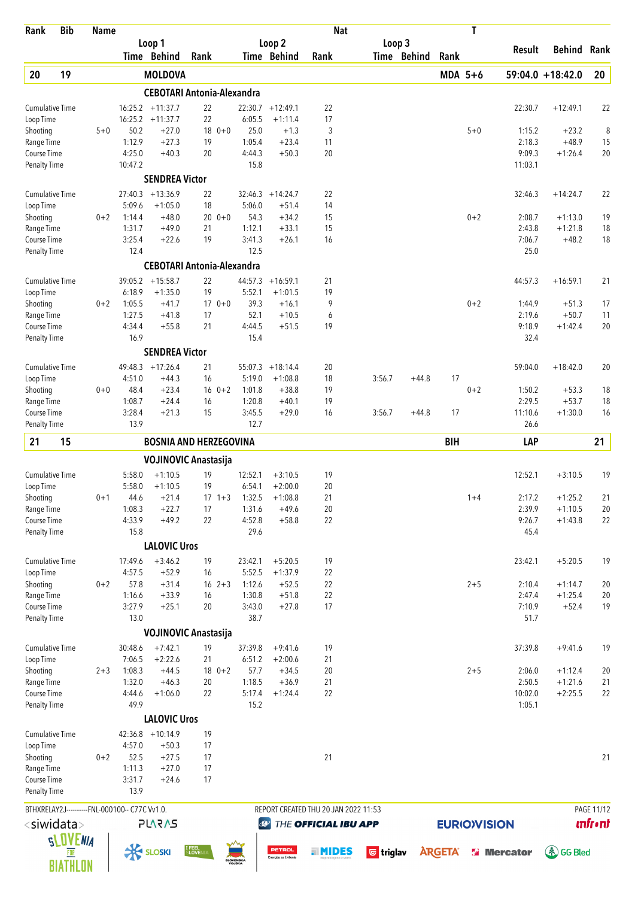| Rank | Bib | Name | Loop 1 Time | Loop 1 Behind | Loop 1 Rank | Loop 2 Time | Loop 2 Behind | Loop 2 Rank | Loop 3 Time | Loop 3 Behind | Loop 3 Rank | Nat / T | Result | Behind | Rank |
|---|---|---|---|---|---|---|---|---|---|---|---|---|---|---|---|
| **20** | **19** | **MOLDOVA** | | | | | | | | | | **MDA 5+6** | **59:04.0** | **+18:42.0** | **20** |
| | | **CEBOTARI Antonia-Alexandra** | | | | | | | | | | | | | |
| Cumulative Time | | | 16:25.2 | +11:37.7 | 22 | 22:30.7 | +12:49.1 | 22 | | | | | 22:30.7 | +12:49.1 | 22 |
| Loop Time | | | 16:25.2 | +11:37.7 | 22 | 6:05.5 | +1:11.4 | 17 | | | | | | | |
| Shooting | 5+0 | | 50.2 | +27.0 | 18 0+0 | 25.0 | +1.3 | 3 | | | | 5+0 | 1:15.2 | +23.2 | 8 |
| Range Time | | | 1:12.9 | +27.3 | 19 | 1:05.4 | +23.4 | 11 | | | | | 2:18.3 | +48.9 | 15 |
| Course Time | | | 4:25.0 | +40.3 | 20 | 4:44.3 | +50.3 | 20 | | | | | 9:09.3 | +1:26.4 | 20 |
| Penalty Time | | | 10:47.2 | | | 15.8 | | | | | | | 11:03.1 | | |
| | | **SENDREA Victor** | | | | | | | | | | | | | |
| Cumulative Time | | | 27:40.3 | +13:36.9 | 22 | 32:46.3 | +14:24.7 | 22 | | | | | 32:46.3 | +14:24.7 | 22 |
| Loop Time | | | 5:09.6 | +1:05.0 | 18 | 5:06.0 | +51.4 | 14 | | | | | | | |
| Shooting | 0+2 | | 1:14.4 | +48.0 | 20 0+0 | 54.3 | +34.2 | 15 | | | | 0+2 | 2:08.7 | +1:13.0 | 19 |
| Range Time | | | 1:31.7 | +49.0 | 21 | 1:12.1 | +33.1 | 15 | | | | | 2:43.8 | +1:21.8 | 18 |
| Course Time | | | 3:25.4 | +22.6 | 19 | 3:41.3 | +26.1 | 16 | | | | | 7:06.7 | +48.2 | 18 |
| Penalty Time | | | 12.4 | | | 12.5 | | | | | | | 25.0 | | |
| | | **CEBOTARI Antonia-Alexandra** | | | | | | | | | | | | | |
| Cumulative Time | | | 39:05.2 | +15:58.7 | 22 | 44:57.3 | +16:59.1 | 21 | | | | | 44:57.3 | +16:59.1 | 21 |
| Loop Time | | | 6:18.9 | +1:35.0 | 19 | 5:52.1 | +1:01.5 | 19 | | | | | | | |
| Shooting | 0+2 | | 1:05.5 | +41.7 | 17 0+0 | 39.3 | +16.1 | 9 | | | | 0+2 | 1:44.9 | +51.3 | 17 |
| Range Time | | | 1:27.5 | +41.8 | 17 | 52.1 | +10.5 | 6 | | | | | 2:19.6 | +50.7 | 11 |
| Course Time | | | 4:34.4 | +55.8 | 21 | 4:44.5 | +51.5 | 19 | | | | | 9:18.9 | +1:42.4 | 20 |
| Penalty Time | | | 16.9 | | | 15.4 | | | | | | | 32.4 | | |
| | | **SENDREA Victor** | | | | | | | | | | | | | |
| Cumulative Time | | | 49:48.3 | +17:26.4 | 21 | 55:07.3 | +18:14.4 | 20 | | | | | 59:04.0 | +18:42.0 | 20 |
| Loop Time | | | 4:51.0 | +44.3 | 16 | 5:19.0 | +1:08.8 | 18 | 3:56.7 | +44.8 | 17 | | | | |
| Shooting | 0+0 | | 48.4 | +23.4 | 16 0+2 | 1:01.8 | +38.8 | 19 | | | | 0+2 | 1:50.2 | +53.3 | 18 |
| Range Time | | | 1:08.7 | +24.4 | 16 | 1:20.8 | +40.1 | 19 | | | | | 2:29.5 | +53.7 | 18 |
| Course Time | | | 3:28.4 | +21.3 | 15 | 3:45.5 | +29.0 | 16 | 3:56.7 | +44.8 | 17 | | 11:10.6 | +1:30.0 | 16 |
| Penalty Time | | | 13.9 | | | 12.7 | | | | | | | 26.6 | | |
| **21** | **15** | **BOSNIA AND HERZEGOVINA** | | | | | | | | | | **BIH** | **LAP** | | **21** |
| | | **VOJINOVIC Anastasija** | | | | | | | | | | | | | |
| Cumulative Time | | | 5:58.0 | +1:10.5 | 19 | 12:52.1 | +3:10.5 | 19 | | | | | 12:52.1 | +3:10.5 | 19 |
| Loop Time | | | 5:58.0 | +1:10.5 | 19 | 6:54.1 | +2:00.0 | 20 | | | | | | | |
| Shooting | 0+1 | | 44.6 | +21.4 | 17 1+3 | 1:32.5 | +1:08.8 | 21 | | | | 1+4 | 2:17.2 | +1:25.2 | 21 |
| Range Time | | | 1:08.3 | +22.7 | 17 | 1:31.6 | +49.6 | 20 | | | | | 2:39.9 | +1:10.5 | 20 |
| Course Time | | | 4:33.9 | +49.2 | 22 | 4:52.8 | +58.8 | 22 | | | | | 9:26.7 | +1:43.8 | 22 |
| Penalty Time | | | 15.8 | | | 29.6 | | | | | | | 45.4 | | |
| | | **LALOVIC Uros** | | | | | | | | | | | | | |
| Cumulative Time | | | 17:49.6 | +3:46.2 | 19 | 23:42.1 | +5:20.5 | 19 | | | | | 23:42.1 | +5:20.5 | 19 |
| Loop Time | | | 4:57.5 | +52.9 | 16 | 5:52.5 | +1:37.9 | 22 | | | | | | | |
| Shooting | 0+2 | | 57.8 | +31.4 | 16 2+3 | 1:12.6 | +52.5 | 22 | | | | 2+5 | 2:10.4 | +1:14.7 | 20 |
| Range Time | | | 1:16.6 | +33.9 | 16 | 1:30.8 | +51.8 | 22 | | | | | 2:47.4 | +1:25.4 | 20 |
| Course Time | | | 3:27.9 | +25.1 | 20 | 3:43.0 | +27.8 | 17 | | | | | 7:10.9 | +52.4 | 19 |
| Penalty Time | | | 13.0 | | | 38.7 | | | | | | | 51.7 | | |
| | | **VOJINOVIC Anastasija** | | | | | | | | | | | | | |
| Cumulative Time | | | 30:48.6 | +7:42.1 | 19 | 37:39.8 | +9:41.6 | 19 | | | | | 37:39.8 | +9:41.6 | 19 |
| Loop Time | | | 7:06.5 | +2:22.6 | 21 | 6:51.2 | +2:00.6 | 21 | | | | | | | |
| Shooting | 2+3 | | 1:08.3 | +44.5 | 18 0+2 | 57.7 | +34.5 | 20 | | | | 2+5 | 2:06.0 | +1:12.4 | 20 |
| Range Time | | | 1:32.0 | +46.3 | 20 | 1:18.5 | +36.9 | 21 | | | | | 2:50.5 | +1:21.6 | 21 |
| Course Time | | | 4:44.6 | +1:06.0 | 22 | 5:17.4 | +1:24.4 | 22 | | | | | 10:02.0 | +2:25.5 | 22 |
| Penalty Time | | | 49.9 | | | 15.2 | | | | | | | 1:05.1 | | |
| | | **LALOVIC Uros** | | | | | | | | | | | | | |
| Cumulative Time | | | 42:36.8 | +10:14.9 | 19 | | | | | | | | | | |
| Loop Time | | | 4:57.0 | +50.3 | 17 | | | | | | | | | | |
| Shooting | 0+2 | | 52.5 | +27.5 | 17 | | | 21 | | | | | | | 21 |
| Range Time | | | 1:11.3 | +27.0 | 17 | | | | | | | | | | |
| Course Time | | | 3:31.7 | +24.6 | 17 | | | | | | | | | | |
| Penalty Time | | | 13.9 | | | | | | | | | | | | |

BTHXRELAY2J-----------FNL-000100-- C77C Vv1.0. REPORT CREATED THU 20 JAN 2022 11:53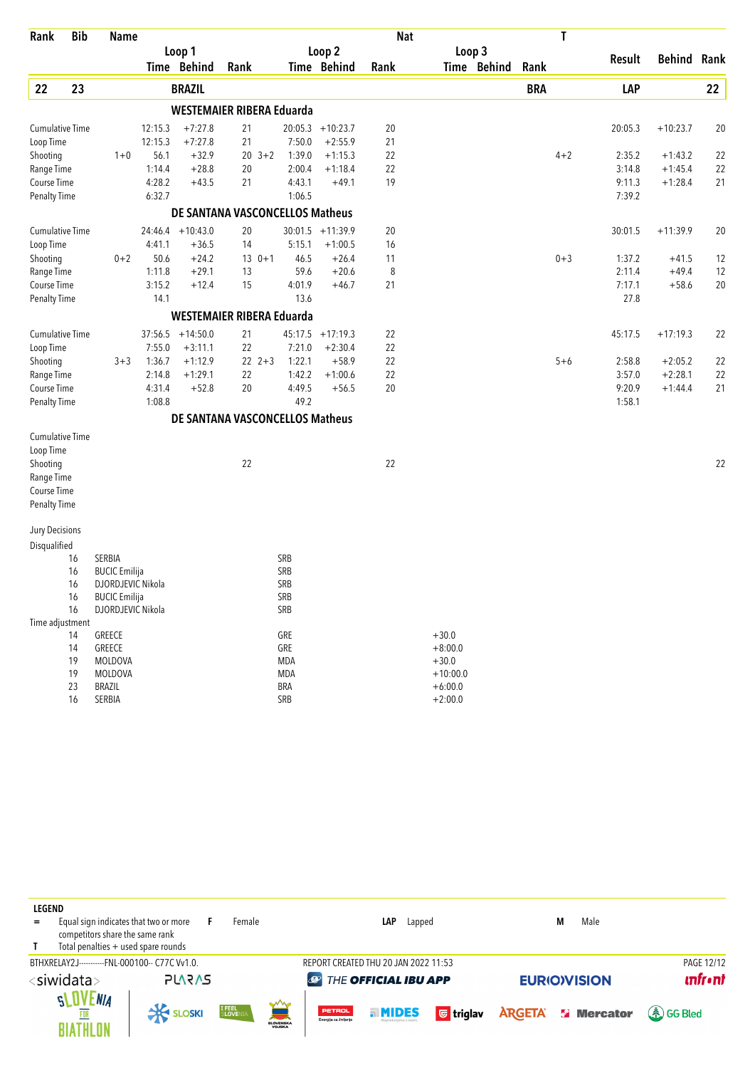| Rank | Bib | Name | | | | | | | Nat | | | | T | Result | Behind | Rank |
|---|---|---|---|---|---|---|---|---|---|---|---|---|---|---|---|---|
| | | | Loop 1 | | | Loop 2 | | | | Loop 3 | | | | | | |
| | | | Time | Behind | Rank | | Time | Behind | Rank | Time | Behind | Rank | | | | |
| **22** | **23** | **BRAZIL** | | | | | | | | | | **BRA** | | **LAP** | | **22** |

**WESTEMAIER RIBERA Eduarda**

| | | Loop 1 Time | Behind | Rank | | Loop 2 Time | Behind | Rank | T | Result | Behind | Rank |
|---|---|---|---|---|---|---|---|---|---|---|---|---|
| Cumulative Time | | 12:15.3 | +7:27.8 | 21 | | 20:05.3 | +10:23.7 | 20 | | 20:05.3 | +10:23.7 | 20 |
| Loop Time | | 12:15.3 | +7:27.8 | 21 | | 7:50.0 | +2:55.9 | 21 | | | | |
| Shooting | 1+0 | 56.1 | +32.9 | 20 | 3+2 | 1:39.0 | +1:15.3 | 22 | 4+2 | 2:35.2 | +1:43.2 | 22 |
| Range Time | | 1:14.4 | +28.8 | 20 | | 2:00.4 | +1:18.4 | 22 | | 3:14.8 | +1:45.4 | 22 |
| Course Time | | 4:28.2 | +43.5 | 21 | | 4:43.1 | +49.1 | 19 | | 9:11.3 | +1:28.4 | 21 |
| Penalty Time | | 6:32.7 | | | | 1:06.5 | | | | 7:39.2 | | |

**DE SANTANA VASCONCELLOS Matheus**

| | | Loop 1 Time | Behind | Rank | | Loop 2 Time | Behind | Rank | T | Result | Behind | Rank |
|---|---|---|---|---|---|---|---|---|---|---|---|---|
| Cumulative Time | | 24:46.4 | +10:43.0 | 20 | | 30:01.5 | +11:39.9 | 20 | | 30:01.5 | +11:39.9 | 20 |
| Loop Time | | 4:41.1 | +36.5 | 14 | | 5:15.1 | +1:00.5 | 16 | | | | |
| Shooting | 0+2 | 50.6 | +24.2 | 13 | 0+1 | 46.5 | +26.4 | 11 | 0+3 | 1:37.2 | +41.5 | 12 |
| Range Time | | 1:11.8 | +29.1 | 13 | | 59.6 | +20.6 | 8 | | 2:11.4 | +49.4 | 12 |
| Course Time | | 3:15.2 | +12.4 | 15 | | 4:01.9 | +46.7 | 21 | | 7:17.1 | +58.6 | 20 |
| Penalty Time | | 14.1 | | | | 13.6 | | | | 27.8 | | |

**WESTEMAIER RIBERA Eduarda**

| | | Loop 1 Time | Behind | Rank | | Loop 2 Time | Behind | Rank | T | Result | Behind | Rank |
|---|---|---|---|---|---|---|---|---|---|---|---|---|
| Cumulative Time | | 37:56.5 | +14:50.0 | 21 | | 45:17.5 | +17:19.3 | 22 | | 45:17.5 | +17:19.3 | 22 |
| Loop Time | | 7:55.0 | +3:11.1 | 22 | | 7:21.0 | +2:30.4 | 22 | | | | |
| Shooting | 3+3 | 1:36.7 | +1:12.9 | 22 | 2+3 | 1:22.1 | +58.9 | 22 | 5+6 | 2:58.8 | +2:05.2 | 22 |
| Range Time | | 2:14.8 | +1:29.1 | 22 | | 1:42.2 | +1:00.6 | 22 | | 3:57.0 | +2:28.1 | 22 |
| Course Time | | 4:31.4 | +52.8 | 20 | | 4:49.5 | +56.5 | 20 | | 9:20.9 | +1:44.4 | 21 |
| Penalty Time | | 1:08.8 | | | | 49.2 | | | | 1:58.1 | | |

**DE SANTANA VASCONCELLOS Matheus**

| | | Loop 1 Time | Behind | Rank | | Loop 2 Time | Behind | Rank | T | Result | Behind | Rank |
|---|---|---|---|---|---|---|---|---|---|---|---|---|
| Cumulative Time | | | | | | | | | | | | |
| Loop Time | | | | | | | | | | | | |
| Shooting | | | | 22 | | | | 22 | | | | 22 |
| Range Time | | | | | | | | | | | | |
| Course Time | | | | | | | | | | | | |
| Penalty Time | | | | | | | | | | | | |

**Jury Decisions**

Disqualified

| Bib | Name | Nat | |
|---|---|---|---|
| 16 | SERBIA | SRB | |
| 16 | BUCIC Emilija | SRB | |
| 16 | DJORDJEVIC Nikola | SRB | |
| 16 | BUCIC Emilija | SRB | |
| 16 | DJORDJEVIC Nikola | SRB | |

Time adjustment

| Bib | Name | Nat | |
|---|---|---|---|
| 14 | GREECE | GRE | +30.0 |
| 14 | GREECE | GRE | +8:00.0 |
| 19 | MOLDOVA | MDA | +30.0 |
| 19 | MOLDOVA | MDA | +10:00.0 |
| 23 | BRAZIL | BRA | +6:00.0 |
| 16 | SERBIA | SRB | +2:00.0 |

**LEGEND**

- = Equal sign indicates that two or more competitors share the same rank
- T Total penalties + used spare rounds
- F Female
- LAP Lapped
- M Male

BTHXRELAY2J-----------FNL-000100-- C77C Vv1.0. REPORT CREATED THU 20 JAN 2022 11:53